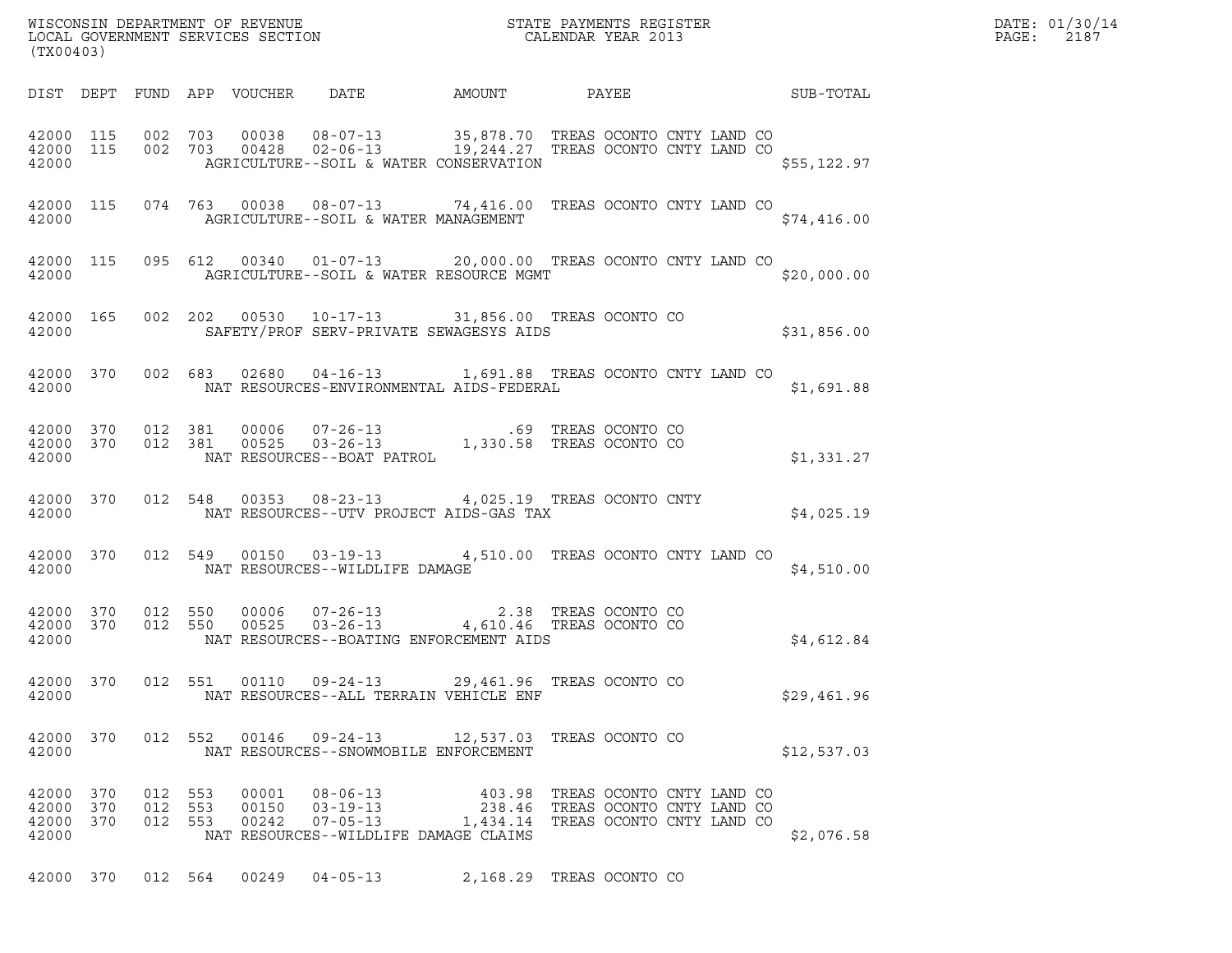WISCONSIN DEPARTMENT OF REVENUE
LOCAL GOVERNMENT SERVICES SECTION
(TX00403)

STATE PAYMENTS REGISTER
CALENDAR YEAR 2013

DATE: 01/30/14
PAGE: 2187

| DIST | DEPT | FUND | APP | VOUCHER | DATE | AMOUNT | PAYEE | SUB-TOTAL |
|---|---|---|---|---|---|---|---|---|
| 42000 | 115 | 002 | 703 | 00038 | 08-07-13 | 35,878.70 | TREAS OCONTO CNTY LAND CO | |
| 42000 | 115 | 002 | 703 | 00428 | 02-06-13 | 19,244.27 | TREAS OCONTO CNTY LAND CO | |
| 42000 | | | | | AGRICULTURE--SOIL & WATER CONSERVATION | | | $55,122.97 |
| 42000 | 115 | 074 | 763 | 00038 | 08-07-13 | 74,416.00 | TREAS OCONTO CNTY LAND CO | |
| 42000 | | | | | AGRICULTURE--SOIL & WATER MANAGEMENT | | | $74,416.00 |
| 42000 | 115 | 095 | 612 | 00340 | 01-07-13 | 20,000.00 | TREAS OCONTO CNTY LAND CO | |
| 42000 | | | | | AGRICULTURE--SOIL & WATER RESOURCE MGMT | | | $20,000.00 |
| 42000 | 165 | 002 | 202 | 00530 | 10-17-13 | 31,856.00 | TREAS OCONTO CO | |
| 42000 | | | | | SAFETY/PROF SERV-PRIVATE SEWAGESYS AIDS | | | $31,856.00 |
| 42000 | 370 | 002 | 683 | 02680 | 04-16-13 | 1,691.88 | TREAS OCONTO CNTY LAND CO | |
| 42000 | | | | | NAT RESOURCES-ENVIRONMENTAL AIDS-FEDERAL | | | $1,691.88 |
| 42000 | 370 | 012 | 381 | 00006 | 07-26-13 | .69 | TREAS OCONTO CO | |
| 42000 | 370 | 012 | 381 | 00525 | 03-26-13 | 1,330.58 | TREAS OCONTO CO | |
| 42000 | | | | | NAT RESOURCES--BOAT PATROL | | | $1,331.27 |
| 42000 | 370 | 012 | 548 | 00353 | 08-23-13 | 4,025.19 | TREAS OCONTO CNTY | |
| 42000 | | | | | NAT RESOURCES--UTV PROJECT AIDS-GAS TAX | | | $4,025.19 |
| 42000 | 370 | 012 | 549 | 00150 | 03-19-13 | 4,510.00 | TREAS OCONTO CNTY LAND CO | |
| 42000 | | | | | NAT RESOURCES--WILDLIFE DAMAGE | | | $4,510.00 |
| 42000 | 370 | 012 | 550 | 00006 | 07-26-13 | 2.38 | TREAS OCONTO CO | |
| 42000 | 370 | 012 | 550 | 00525 | 03-26-13 | 4,610.46 | TREAS OCONTO CO | |
| 42000 | | | | | NAT RESOURCES--BOATING ENFORCEMENT AIDS | | | $4,612.84 |
| 42000 | 370 | 012 | 551 | 00110 | 09-24-13 | 29,461.96 | TREAS OCONTO CO | |
| 42000 | | | | | NAT RESOURCES--ALL TERRAIN VEHICLE ENF | | | $29,461.96 |
| 42000 | 370 | 012 | 552 | 00146 | 09-24-13 | 12,537.03 | TREAS OCONTO CO | |
| 42000 | | | | | NAT RESOURCES--SNOWMOBILE ENFORCEMENT | | | $12,537.03 |
| 42000 | 370 | 012 | 553 | 00001 | 08-06-13 | 403.98 | TREAS OCONTO CNTY LAND CO | |
| 42000 | 370 | 012 | 553 | 00150 | 03-19-13 | 238.46 | TREAS OCONTO CNTY LAND CO | |
| 42000 | 370 | 012 | 553 | 00242 | 07-05-13 | 1,434.14 | TREAS OCONTO CNTY LAND CO | |
| 42000 | | | | | NAT RESOURCES--WILDLIFE DAMAGE CLAIMS | | | $2,076.58 |
| 42000 | 370 | 012 | 564 | 00249 | 04-05-13 | 2,168.29 | TREAS OCONTO CO | |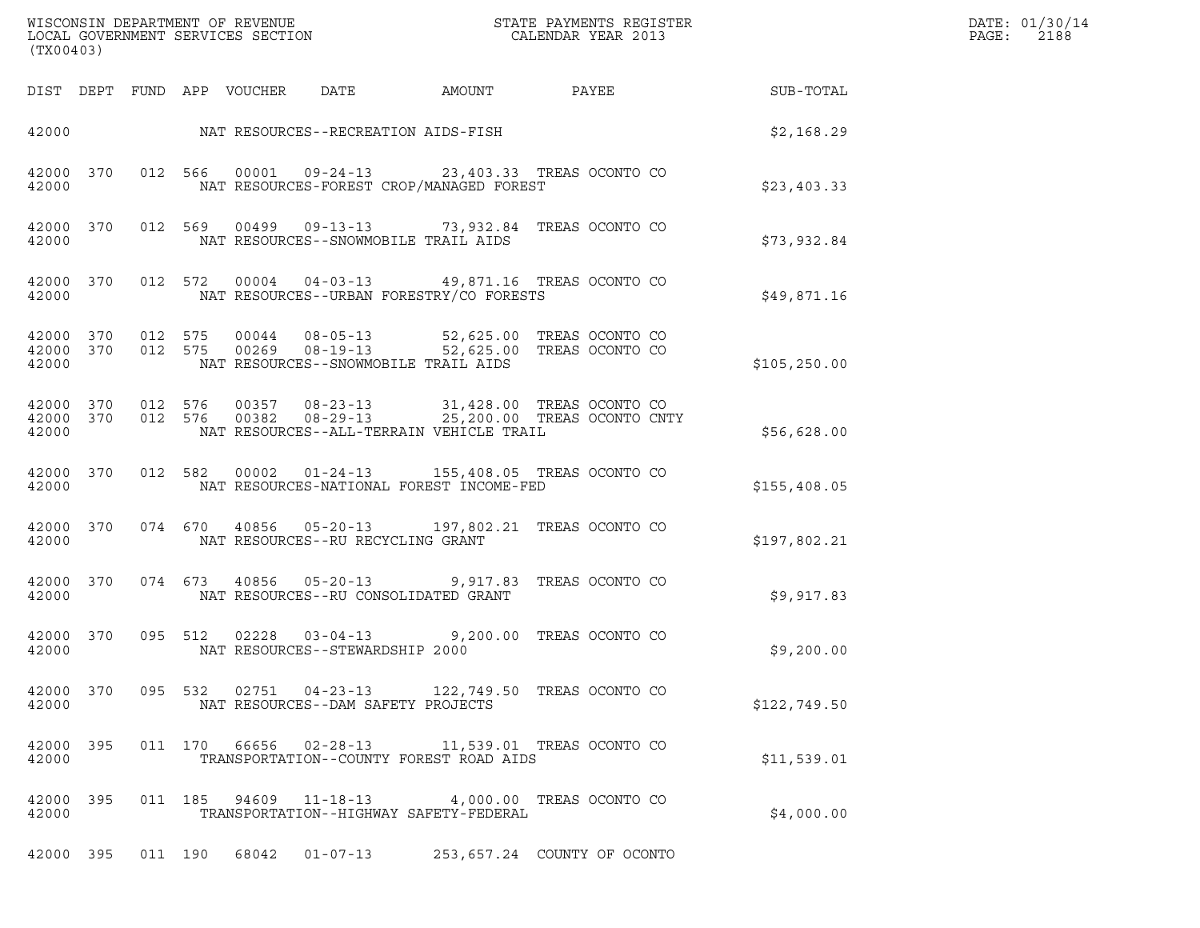WISCONSIN DEPARTMENT OF REVENUE
LOCAL GOVERNMENT SERVICES SECTION
(TX00403)

STATE PAYMENTS REGISTER
CALENDAR YEAR 2013

DATE: 01/30/14
PAGE: 2188

| DIST | DEPT | FUND | APP | VOUCHER | DATE | AMOUNT | PAYEE | SUB-TOTAL |
|---|---|---|---|---|---|---|---|---|
| 42000 | | | | NAT RESOURCES--RECREATION AIDS-FISH | | | | $2,168.29 |
| 42000 | 370 | 012 | 566 | 00001 | 09-24-13 | 23,403.33 | TREAS OCONTO CO | |
| 42000 | | | | NAT RESOURCES-FOREST CROP/MANAGED FOREST | | | | $23,403.33 |
| 42000 | 370 | 012 | 569 | 00499 | 09-13-13 | 73,932.84 | TREAS OCONTO CO | |
| 42000 | | | | NAT RESOURCES--SNOWMOBILE TRAIL AIDS | | | | $73,932.84 |
| 42000 | 370 | 012 | 572 | 00004 | 04-03-13 | 49,871.16 | TREAS OCONTO CO | |
| 42000 | | | | NAT RESOURCES--URBAN FORESTRY/CO FORESTS | | | | $49,871.16 |
| 42000 | 370 | 012 | 575 | 00044 | 08-05-13 | 52,625.00 | TREAS OCONTO CO | |
| 42000 | 370 | 012 | 575 | 00269 | 08-19-13 | 52,625.00 | TREAS OCONTO CO | |
| 42000 | | | | NAT RESOURCES--SNOWMOBILE TRAIL AIDS | | | | $105,250.00 |
| 42000 | 370 | 012 | 576 | 00357 | 08-23-13 | 31,428.00 | TREAS OCONTO CO | |
| 42000 | 370 | 012 | 576 | 00382 | 08-29-13 | 25,200.00 | TREAS OCONTO CNTY | |
| 42000 | | | | NAT RESOURCES--ALL-TERRAIN VEHICLE TRAIL | | | | $56,628.00 |
| 42000 | 370 | 012 | 582 | 00002 | 01-24-13 | 155,408.05 | TREAS OCONTO CO | |
| 42000 | | | | NAT RESOURCES-NATIONAL FOREST INCOME-FED | | | | $155,408.05 |
| 42000 | 370 | 074 | 670 | 40856 | 05-20-13 | 197,802.21 | TREAS OCONTO CO | |
| 42000 | | | | NAT RESOURCES--RU RECYCLING GRANT | | | | $197,802.21 |
| 42000 | 370 | 074 | 673 | 40856 | 05-20-13 | 9,917.83 | TREAS OCONTO CO | |
| 42000 | | | | NAT RESOURCES--RU CONSOLIDATED GRANT | | | | $9,917.83 |
| 42000 | 370 | 095 | 512 | 02228 | 03-04-13 | 9,200.00 | TREAS OCONTO CO | |
| 42000 | | | | NAT RESOURCES--STEWARDSHIP 2000 | | | | $9,200.00 |
| 42000 | 370 | 095 | 532 | 02751 | 04-23-13 | 122,749.50 | TREAS OCONTO CO | |
| 42000 | | | | NAT RESOURCES--DAM SAFETY PROJECTS | | | | $122,749.50 |
| 42000 | 395 | 011 | 170 | 66656 | 02-28-13 | 11,539.01 | TREAS OCONTO CO | |
| 42000 | | | | TRANSPORTATION--COUNTY FOREST ROAD AIDS | | | | $11,539.01 |
| 42000 | 395 | 011 | 185 | 94609 | 11-18-13 | 4,000.00 | TREAS OCONTO CO | |
| 42000 | | | | TRANSPORTATION--HIGHWAY SAFETY-FEDERAL | | | | $4,000.00 |
| 42000 | 395 | 011 | 190 | 68042 | 01-07-13 | 253,657.24 | COUNTY OF OCONTO | |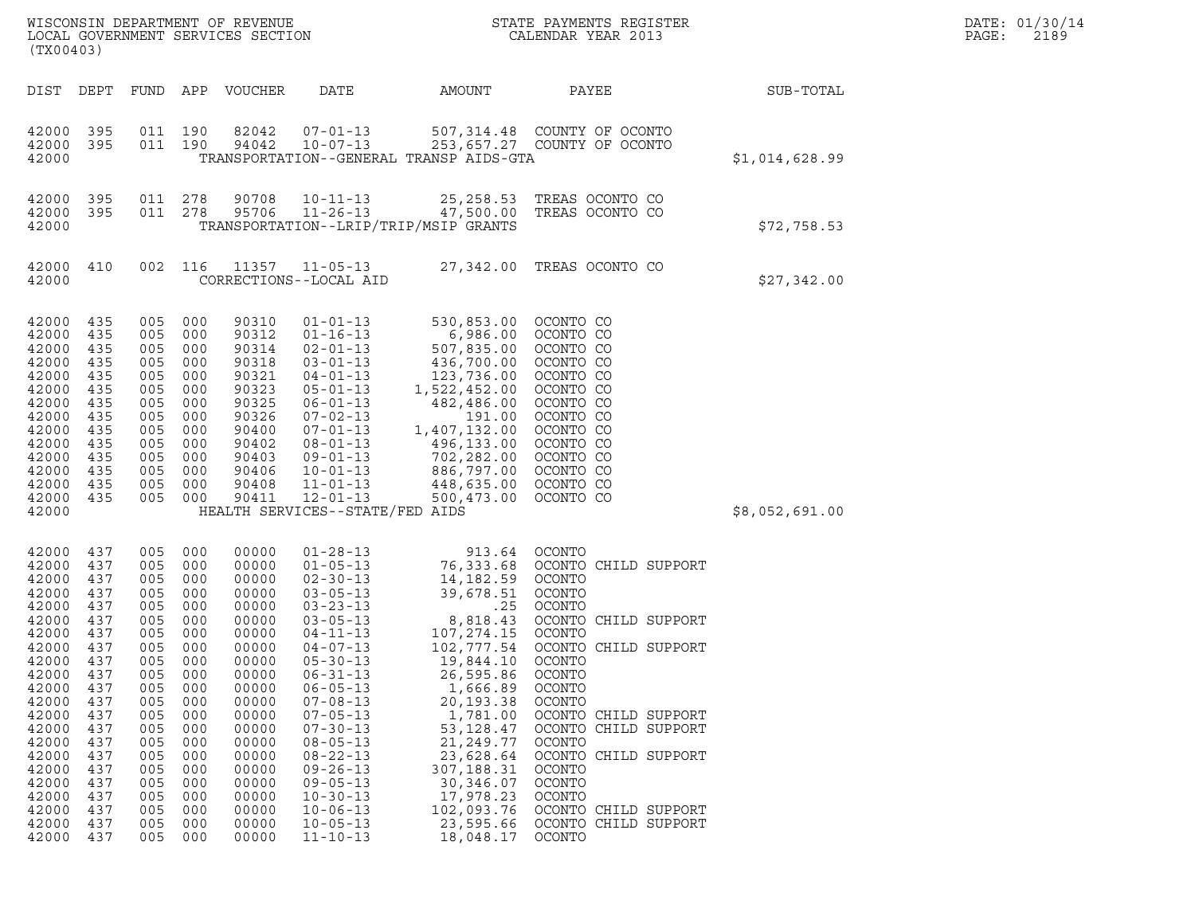WISCONSIN DEPARTMENT OF REVENUE
LOCAL GOVERNMENT SERVICES SECTION
(TX00403)

STATE PAYMENTS REGISTER
CALENDAR YEAR 2013

DATE: 01/30/14
PAGE: 2189

| DIST | DEPT | FUND | APP | VOUCHER | DATE | AMOUNT | PAYEE | SUB-TOTAL |
|---|---|---|---|---|---|---|---|---|
| 42000 | 395 | 011 | 190 | 82042 | 07-01-13 | 507,314.48 | COUNTY OF OCONTO | |
| 42000 | 395 | 011 | 190 | 94042 | 10-07-13 | 253,657.27 | COUNTY OF OCONTO | |
| 42000 | | | | | TRANSPORTATION--GENERAL TRANSP AIDS-GTA | | | $1,014,628.99 |
| 42000 | 395 | 011 | 278 | 90708 | 10-11-13 | 25,258.53 | TREAS OCONTO CO | |
| 42000 | 395 | 011 | 278 | 95706 | 11-26-13 | 47,500.00 | TREAS OCONTO CO | |
| 42000 | | | | | TRANSPORTATION--LRIP/TRIP/MSIP GRANTS | | | $72,758.53 |
| 42000 | 410 | 002 | 116 | 11357 | 11-05-13 | 27,342.00 | TREAS OCONTO CO | |
| 42000 | | | | | CORRECTIONS--LOCAL AID | | | $27,342.00 |
| 42000 | 435 | 005 | 000 | 90310 | 01-01-13 | 530,853.00 | OCONTO CO | |
| 42000 | 435 | 005 | 000 | 90312 | 01-16-13 | 6,986.00 | OCONTO CO | |
| 42000 | 435 | 005 | 000 | 90314 | 02-01-13 | 507,835.00 | OCONTO CO | |
| 42000 | 435 | 005 | 000 | 90318 | 03-01-13 | 436,700.00 | OCONTO CO | |
| 42000 | 435 | 005 | 000 | 90321 | 04-01-13 | 123,736.00 | OCONTO CO | |
| 42000 | 435 | 005 | 000 | 90323 | 05-01-13 | 1,522,452.00 | OCONTO CO | |
| 42000 | 435 | 005 | 000 | 90325 | 06-01-13 | 482,486.00 | OCONTO CO | |
| 42000 | 435 | 005 | 000 | 90326 | 07-02-13 | 191.00 | OCONTO CO | |
| 42000 | 435 | 005 | 000 | 90400 | 07-01-13 | 1,407,132.00 | OCONTO CO | |
| 42000 | 435 | 005 | 000 | 90402 | 08-01-13 | 496,133.00 | OCONTO CO | |
| 42000 | 435 | 005 | 000 | 90403 | 09-01-13 | 702,282.00 | OCONTO CO | |
| 42000 | 435 | 005 | 000 | 90406 | 10-01-13 | 886,797.00 | OCONTO CO | |
| 42000 | 435 | 005 | 000 | 90408 | 11-01-13 | 448,635.00 | OCONTO CO | |
| 42000 | 435 | 005 | 000 | 90411 | 12-01-13 | 500,473.00 | OCONTO CO | |
| 42000 | | | | | HEALTH SERVICES--STATE/FED AIDS | | | $8,052,691.00 |
| 42000 | 437 | 005 | 000 | 00000 | 01-28-13 | 913.64 | OCONTO | |
| 42000 | 437 | 005 | 000 | 00000 | 01-05-13 | 76,333.68 | OCONTO CHILD SUPPORT | |
| 42000 | 437 | 005 | 000 | 00000 | 02-30-13 | 14,182.59 | OCONTO | |
| 42000 | 437 | 005 | 000 | 00000 | 03-05-13 | 39,678.51 | OCONTO | |
| 42000 | 437 | 005 | 000 | 00000 | 03-23-13 | .25 | OCONTO | |
| 42000 | 437 | 005 | 000 | 00000 | 03-05-13 | 8,818.43 | OCONTO CHILD SUPPORT | |
| 42000 | 437 | 005 | 000 | 00000 | 04-11-13 | 107,274.15 | OCONTO | |
| 42000 | 437 | 005 | 000 | 00000 | 04-07-13 | 102,777.54 | OCONTO CHILD SUPPORT | |
| 42000 | 437 | 005 | 000 | 00000 | 05-30-13 | 19,844.10 | OCONTO | |
| 42000 | 437 | 005 | 000 | 00000 | 06-31-13 | 26,595.86 | OCONTO | |
| 42000 | 437 | 005 | 000 | 00000 | 06-05-13 | 1,666.89 | OCONTO | |
| 42000 | 437 | 005 | 000 | 00000 | 07-08-13 | 20,193.38 | OCONTO | |
| 42000 | 437 | 005 | 000 | 00000 | 07-05-13 | 1,781.00 | OCONTO CHILD SUPPORT | |
| 42000 | 437 | 005 | 000 | 00000 | 07-30-13 | 53,128.47 | OCONTO CHILD SUPPORT | |
| 42000 | 437 | 005 | 000 | 00000 | 08-05-13 | 21,249.77 | OCONTO | |
| 42000 | 437 | 005 | 000 | 00000 | 08-22-13 | 23,628.64 | OCONTO CHILD SUPPORT | |
| 42000 | 437 | 005 | 000 | 00000 | 09-26-13 | 307,188.31 | OCONTO | |
| 42000 | 437 | 005 | 000 | 00000 | 09-05-13 | 30,346.07 | OCONTO | |
| 42000 | 437 | 005 | 000 | 00000 | 10-30-13 | 17,978.23 | OCONTO | |
| 42000 | 437 | 005 | 000 | 00000 | 10-06-13 | 102,093.76 | OCONTO CHILD SUPPORT | |
| 42000 | 437 | 005 | 000 | 00000 | 10-05-13 | 23,595.66 | OCONTO CHILD SUPPORT | |
| 42000 | 437 | 005 | 000 | 00000 | 11-10-13 | 18,048.17 | OCONTO | |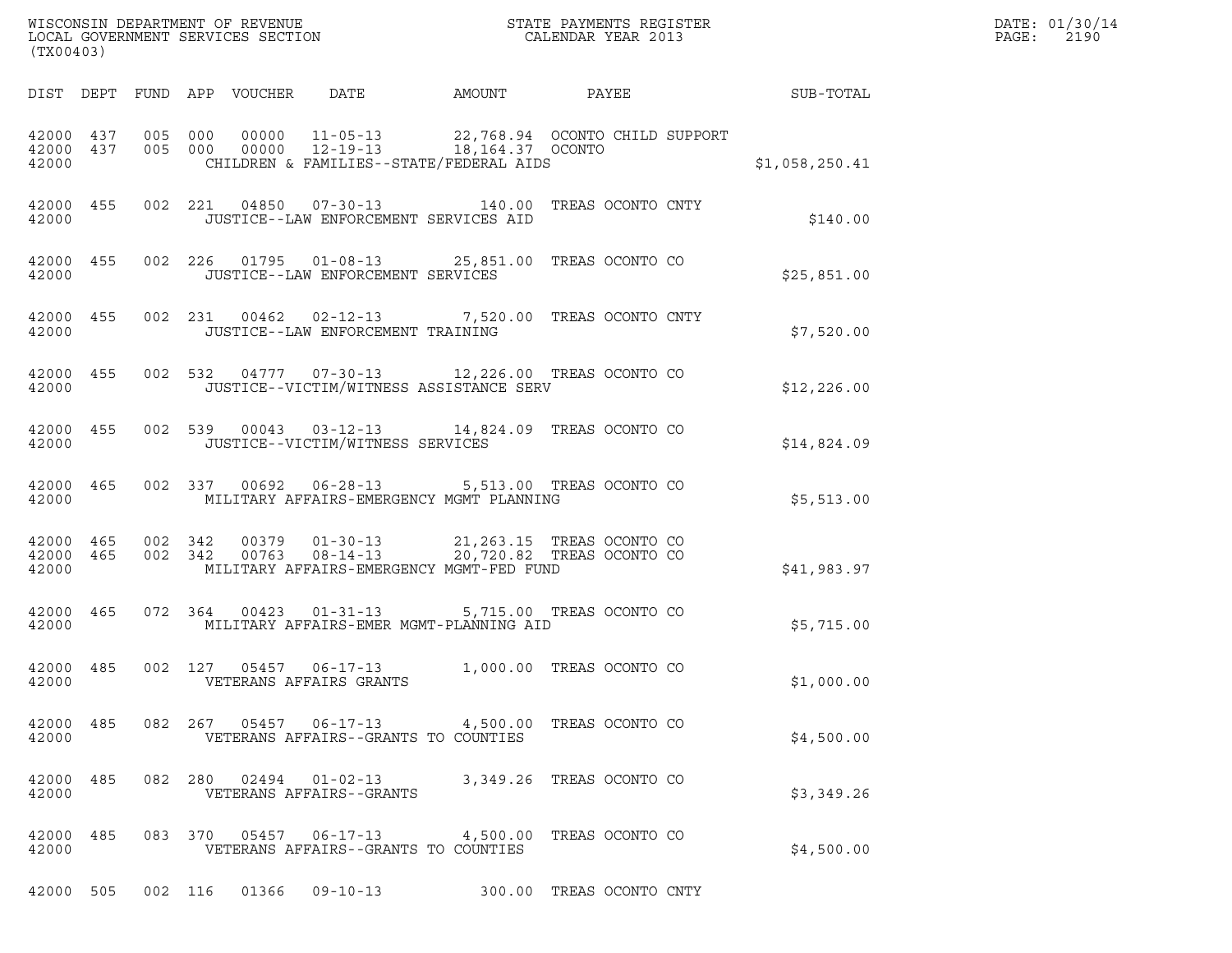| DIST | DEPT | FUND | APP | VOUCHER | DATE | AMOUNT | PAYEE | SUB-TOTAL |
|---|---|---|---|---|---|---|---|---|
| 42000 | 437 | 005 | 000 | 00000 | 11-05-13 | 22,768.94 | OCONTO CHILD SUPPORT | |
| 42000 | 437 | 005 | 000 | 00000 | 12-19-13 | 18,164.37 | OCONTO | |
| 42000 | | | | | CHILDREN & FAMILIES--STATE/FEDERAL AIDS | | | $1,058,250.41 |
| 42000 | 455 | 002 | 221 | 04850 | 07-30-13 | 140.00 | TREAS OCONTO CNTY | |
| 42000 | | | | | JUSTICE--LAW ENFORCEMENT SERVICES AID | | | $140.00 |
| 42000 | 455 | 002 | 226 | 01795 | 01-08-13 | 25,851.00 | TREAS OCONTO CO | |
| 42000 | | | | | JUSTICE--LAW ENFORCEMENT SERVICES | | | $25,851.00 |
| 42000 | 455 | 002 | 231 | 00462 | 02-12-13 | 7,520.00 | TREAS OCONTO CNTY | |
| 42000 | | | | | JUSTICE--LAW ENFORCEMENT TRAINING | | | $7,520.00 |
| 42000 | 455 | 002 | 532 | 04777 | 07-30-13 | 12,226.00 | TREAS OCONTO CO | |
| 42000 | | | | | JUSTICE--VICTIM/WITNESS ASSISTANCE SERV | | | $12,226.00 |
| 42000 | 455 | 002 | 539 | 00043 | 03-12-13 | 14,824.09 | TREAS OCONTO CO | |
| 42000 | | | | | JUSTICE--VICTIM/WITNESS SERVICES | | | $14,824.09 |
| 42000 | 465 | 002 | 337 | 00692 | 06-28-13 | 5,513.00 | TREAS OCONTO CO | |
| 42000 | | | | | MILITARY AFFAIRS-EMERGENCY MGMT PLANNING | | | $5,513.00 |
| 42000 | 465 | 002 | 342 | 00379 | 01-30-13 | 21,263.15 | TREAS OCONTO CO | |
| 42000 | 465 | 002 | 342 | 00763 | 08-14-13 | 20,720.82 | TREAS OCONTO CO | |
| 42000 | | | | | MILITARY AFFAIRS-EMERGENCY MGMT-FED FUND | | | $41,983.97 |
| 42000 | 465 | 072 | 364 | 00423 | 01-31-13 | 5,715.00 | TREAS OCONTO CO | |
| 42000 | | | | | MILITARY AFFAIRS-EMER MGMT-PLANNING AID | | | $5,715.00 |
| 42000 | 485 | 002 | 127 | 05457 | 06-17-13 | 1,000.00 | TREAS OCONTO CO | |
| 42000 | | | | | VETERANS AFFAIRS GRANTS | | | $1,000.00 |
| 42000 | 485 | 082 | 267 | 05457 | 06-17-13 | 4,500.00 | TREAS OCONTO CO | |
| 42000 | | | | | VETERANS AFFAIRS--GRANTS TO COUNTIES | | | $4,500.00 |
| 42000 | 485 | 082 | 280 | 02494 | 01-02-13 | 3,349.26 | TREAS OCONTO CO | |
| 42000 | | | | | VETERANS AFFAIRS--GRANTS | | | $3,349.26 |
| 42000 | 485 | 083 | 370 | 05457 | 06-17-13 | 4,500.00 | TREAS OCONTO CO | |
| 42000 | | | | | VETERANS AFFAIRS--GRANTS TO COUNTIES | | | $4,500.00 |
| 42000 | 505 | 002 | 116 | 01366 | 09-10-13 | 300.00 | TREAS OCONTO CNTY | |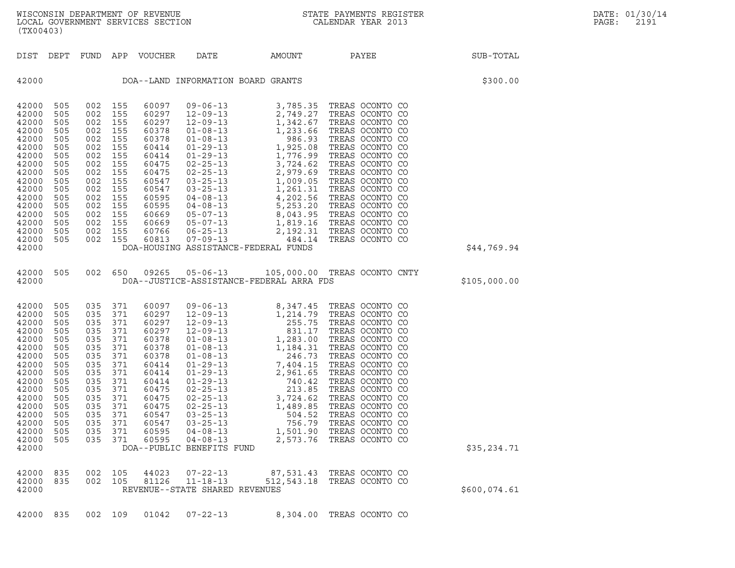WISCONSIN DEPARTMENT OF REVENUE
LOCAL GOVERNMENT SERVICES SECTION
(TX00403)

STATE PAYMENTS REGISTER
CALENDAR YEAR 2013

DATE: 01/30/14
PAGE: 2191

| DIST | DEPT | FUND | APP | VOUCHER | DATE | AMOUNT | PAYEE | SUB-TOTAL |
|---|---|---|---|---|---|---|---|---|
| 42000 | | | | | DOA--LAND INFORMATION BOARD GRANTS | | | $300.00 |
| 42000 | 505 | 002 | 155 | 60097 | 09-06-13 | 3,785.35 | TREAS OCONTO CO | |
| 42000 | 505 | 002 | 155 | 60297 | 12-09-13 | 2,749.27 | TREAS OCONTO CO | |
| 42000 | 505 | 002 | 155 | 60297 | 12-09-13 | 1,342.67 | TREAS OCONTO CO | |
| 42000 | 505 | 002 | 155 | 60378 | 01-08-13 | 1,233.66 | TREAS OCONTO CO | |
| 42000 | 505 | 002 | 155 | 60378 | 01-08-13 | 986.93 | TREAS OCONTO CO | |
| 42000 | 505 | 002 | 155 | 60414 | 01-29-13 | 1,925.08 | TREAS OCONTO CO | |
| 42000 | 505 | 002 | 155 | 60414 | 01-29-13 | 1,776.99 | TREAS OCONTO CO | |
| 42000 | 505 | 002 | 155 | 60475 | 02-25-13 | 3,724.62 | TREAS OCONTO CO | |
| 42000 | 505 | 002 | 155 | 60475 | 02-25-13 | 2,979.69 | TREAS OCONTO CO | |
| 42000 | 505 | 002 | 155 | 60547 | 03-25-13 | 1,009.05 | TREAS OCONTO CO | |
| 42000 | 505 | 002 | 155 | 60547 | 03-25-13 | 1,261.31 | TREAS OCONTO CO | |
| 42000 | 505 | 002 | 155 | 60595 | 04-08-13 | 4,202.56 | TREAS OCONTO CO | |
| 42000 | 505 | 002 | 155 | 60595 | 04-08-13 | 5,253.20 | TREAS OCONTO CO | |
| 42000 | 505 | 002 | 155 | 60669 | 05-07-13 | 8,043.95 | TREAS OCONTO CO | |
| 42000 | 505 | 002 | 155 | 60669 | 05-07-13 | 1,819.16 | TREAS OCONTO CO | |
| 42000 | 505 | 002 | 155 | 60766 | 06-25-13 | 2,192.31 | TREAS OCONTO CO | |
| 42000 | 505 | 002 | 155 | 60813 | 07-09-13 | 484.14 | TREAS OCONTO CO | |
| 42000 | | | | | DOA-HOUSING ASSISTANCE-FEDERAL FUNDS | | | $44,769.94 |
| 42000 | 505 | 002 | 650 | 09265 | 05-06-13 | 105,000.00 | TREAS OCONTO CNTY | |
| 42000 | | | | | D0A--JUSTICE-ASSISTANCE-FEDERAL ARRA FDS | | | $105,000.00 |
| 42000 | 505 | 035 | 371 | 60097 | 09-06-13 | 8,347.45 | TREAS OCONTO CO | |
| 42000 | 505 | 035 | 371 | 60297 | 12-09-13 | 1,214.79 | TREAS OCONTO CO | |
| 42000 | 505 | 035 | 371 | 60297 | 12-09-13 | 255.75 | TREAS OCONTO CO | |
| 42000 | 505 | 035 | 371 | 60297 | 12-09-13 | 831.17 | TREAS OCONTO CO | |
| 42000 | 505 | 035 | 371 | 60378 | 01-08-13 | 1,283.00 | TREAS OCONTO CO | |
| 42000 | 505 | 035 | 371 | 60378 | 01-08-13 | 1,184.31 | TREAS OCONTO CO | |
| 42000 | 505 | 035 | 371 | 60378 | 01-08-13 | 246.73 | TREAS OCONTO CO | |
| 42000 | 505 | 035 | 371 | 60414 | 01-29-13 | 7,404.15 | TREAS OCONTO CO | |
| 42000 | 505 | 035 | 371 | 60414 | 01-29-13 | 2,961.65 | TREAS OCONTO CO | |
| 42000 | 505 | 035 | 371 | 60414 | 01-29-13 | 740.42 | TREAS OCONTO CO | |
| 42000 | 505 | 035 | 371 | 60475 | 02-25-13 | 213.85 | TREAS OCONTO CO | |
| 42000 | 505 | 035 | 371 | 60475 | 02-25-13 | 3,724.62 | TREAS OCONTO CO | |
| 42000 | 505 | 035 | 371 | 60475 | 02-25-13 | 1,489.85 | TREAS OCONTO CO | |
| 42000 | 505 | 035 | 371 | 60547 | 03-25-13 | 504.52 | TREAS OCONTO CO | |
| 42000 | 505 | 035 | 371 | 60547 | 03-25-13 | 756.79 | TREAS OCONTO CO | |
| 42000 | 505 | 035 | 371 | 60595 | 04-08-13 | 1,501.90 | TREAS OCONTO CO | |
| 42000 | 505 | 035 | 371 | 60595 | 04-08-13 | 2,573.76 | TREAS OCONTO CO | |
| 42000 | | | | | DOA--PUBLIC BENEFITS FUND | | | $35,234.71 |
| 42000 | 835 | 002 | 105 | 44023 | 07-22-13 | 87,531.43 | TREAS OCONTO CO | |
| 42000 | 835 | 002 | 105 | 81126 | 11-18-13 | 512,543.18 | TREAS OCONTO CO | |
| 42000 | | | | | REVENUE--STATE SHARED REVENUES | | | $600,074.61 |
| 42000 | 835 | 002 | 109 | 01042 | 07-22-13 | 8,304.00 | TREAS OCONTO CO | |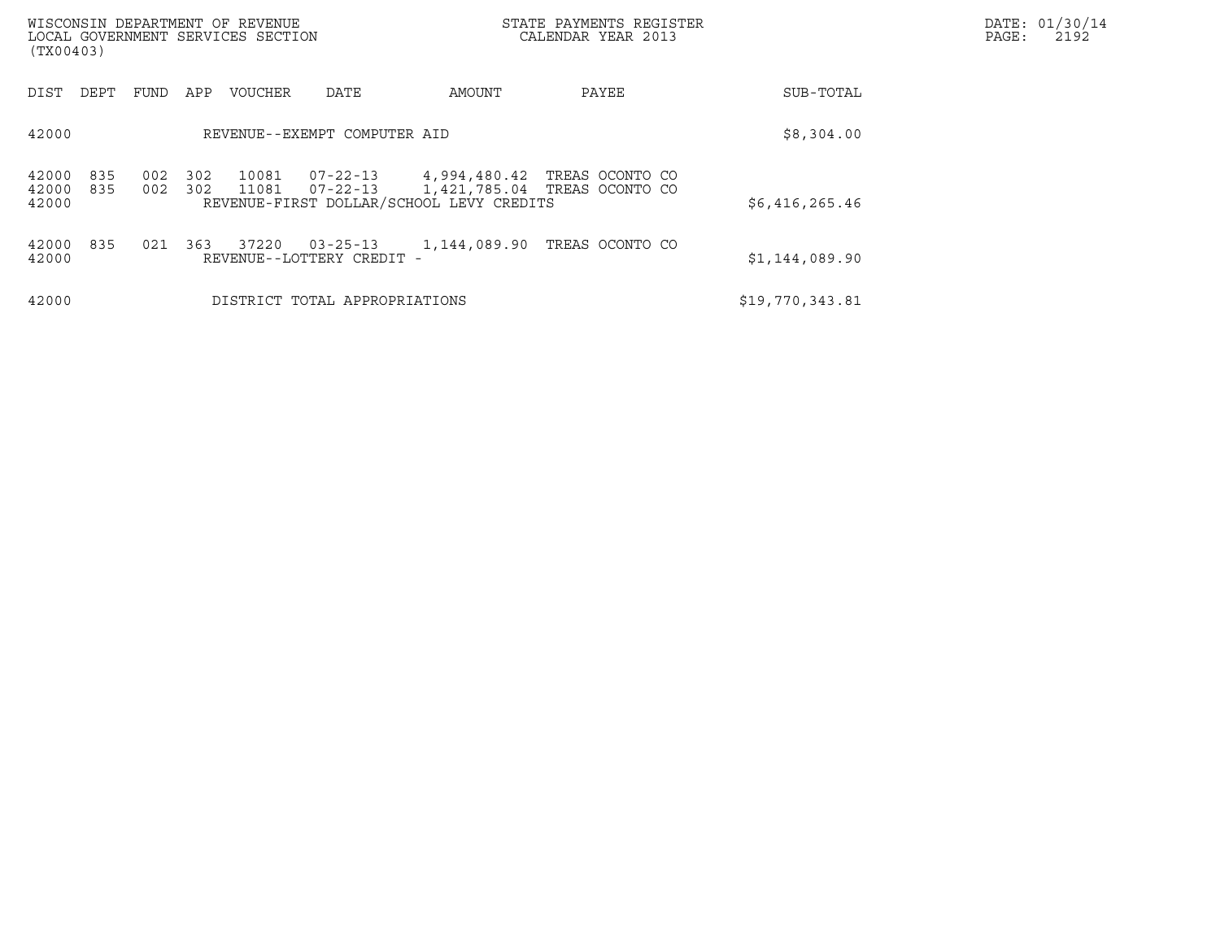| DIST | DEPT | FUND | APP | VOUCHER | DATE | AMOUNT | PAYEE | SUB-TOTAL |
|---|---|---|---|---|---|---|---|---|
| 42000 | | | | REVENUE--EXEMPT COMPUTER AID | | | | $8,304.00 |
| 42000 | 835 | 002 | 302 | 10081 | 07-22-13 | 4,994,480.42 | TREAS OCONTO CO | |
| 42000 | 835 | 002 | 302 | 11081 | 07-22-13 | 1,421,785.04 | TREAS OCONTO CO | |
| 42000 | | | | REVENUE-FIRST DOLLAR/SCHOOL LEVY CREDITS | | | | $6,416,265.46 |
| 42000 | 835 | 021 | 363 | 37220 | 03-25-13 | 1,144,089.90 | TREAS OCONTO CO | |
| 42000 | | | | REVENUE--LOTTERY CREDIT - | | | | $1,144,089.90 |
| 42000 | | | | DISTRICT TOTAL APPROPRIATIONS | | | | $19,770,343.81 |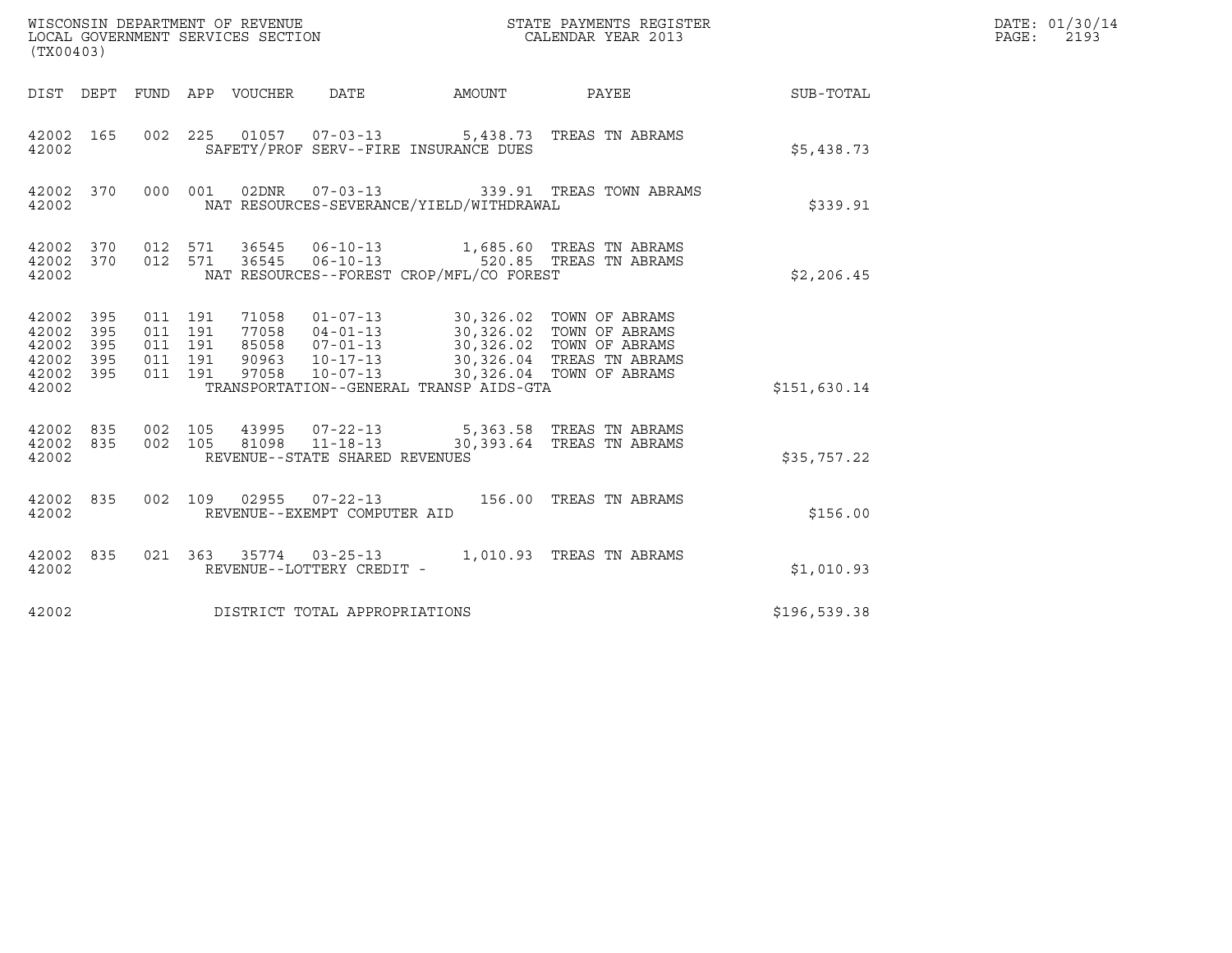WISCONSIN DEPARTMENT OF REVENUE
LOCAL GOVERNMENT SERVICES SECTION
(TX00403)

STATE PAYMENTS REGISTER
CALENDAR YEAR 2013

DATE: 01/30/14
PAGE: 2193

| DIST | DEPT | FUND | APP | VOUCHER | DATE | AMOUNT | PAYEE | SUB-TOTAL |
|---|---|---|---|---|---|---|---|---|
| 42002 | 165 | 002 | 225 | 01057 | 07-03-13 | 5,438.73 | TREAS TN ABRAMS | |
| 42002 | | | | SAFETY/PROF SERV--FIRE INSURANCE DUES | | | | $5,438.73 |
| 42002 | 370 | 000 | 001 | 02DNR | 07-03-13 | 339.91 | TREAS TOWN ABRAMS | |
| 42002 | | | | NAT RESOURCES-SEVERANCE/YIELD/WITHDRAWAL | | | | $339.91 |
| 42002 | 370 | 012 | 571 | 36545 | 06-10-13 | 1,685.60 | TREAS TN ABRAMS | |
| 42002 | 370 | 012 | 571 | 36545 | 06-10-13 | 520.85 | TREAS TN ABRAMS | |
| 42002 | | | | NAT RESOURCES--FOREST CROP/MFL/CO FOREST | | | | $2,206.45 |
| 42002 | 395 | 011 | 191 | 71058 | 01-07-13 | 30,326.02 | TOWN OF ABRAMS | |
| 42002 | 395 | 011 | 191 | 77058 | 04-01-13 | 30,326.02 | TOWN OF ABRAMS | |
| 42002 | 395 | 011 | 191 | 85058 | 07-01-13 | 30,326.02 | TOWN OF ABRAMS | |
| 42002 | 395 | 011 | 191 | 90963 | 10-17-13 | 30,326.04 | TREAS TN ABRAMS | |
| 42002 | 395 | 011 | 191 | 97058 | 10-07-13 | 30,326.04 | TOWN OF ABRAMS | |
| 42002 | | | | TRANSPORTATION--GENERAL TRANSP AIDS-GTA | | | | $151,630.14 |
| 42002 | 835 | 002 | 105 | 43995 | 07-22-13 | 5,363.58 | TREAS TN ABRAMS | |
| 42002 | 835 | 002 | 105 | 81098 | 11-18-13 | 30,393.64 | TREAS TN ABRAMS | |
| 42002 | | | | REVENUE--STATE SHARED REVENUES | | | | $35,757.22 |
| 42002 | 835 | 002 | 109 | 02955 | 07-22-13 | 156.00 | TREAS TN ABRAMS | |
| 42002 | | | | REVENUE--EXEMPT COMPUTER AID | | | | $156.00 |
| 42002 | 835 | 021 | 363 | 35774 | 03-25-13 | 1,010.93 | TREAS TN ABRAMS | |
| 42002 | | | | REVENUE--LOTTERY CREDIT - | | | | $1,010.93 |
| 42002 | | | | DISTRICT TOTAL APPROPRIATIONS | | | | $196,539.38 |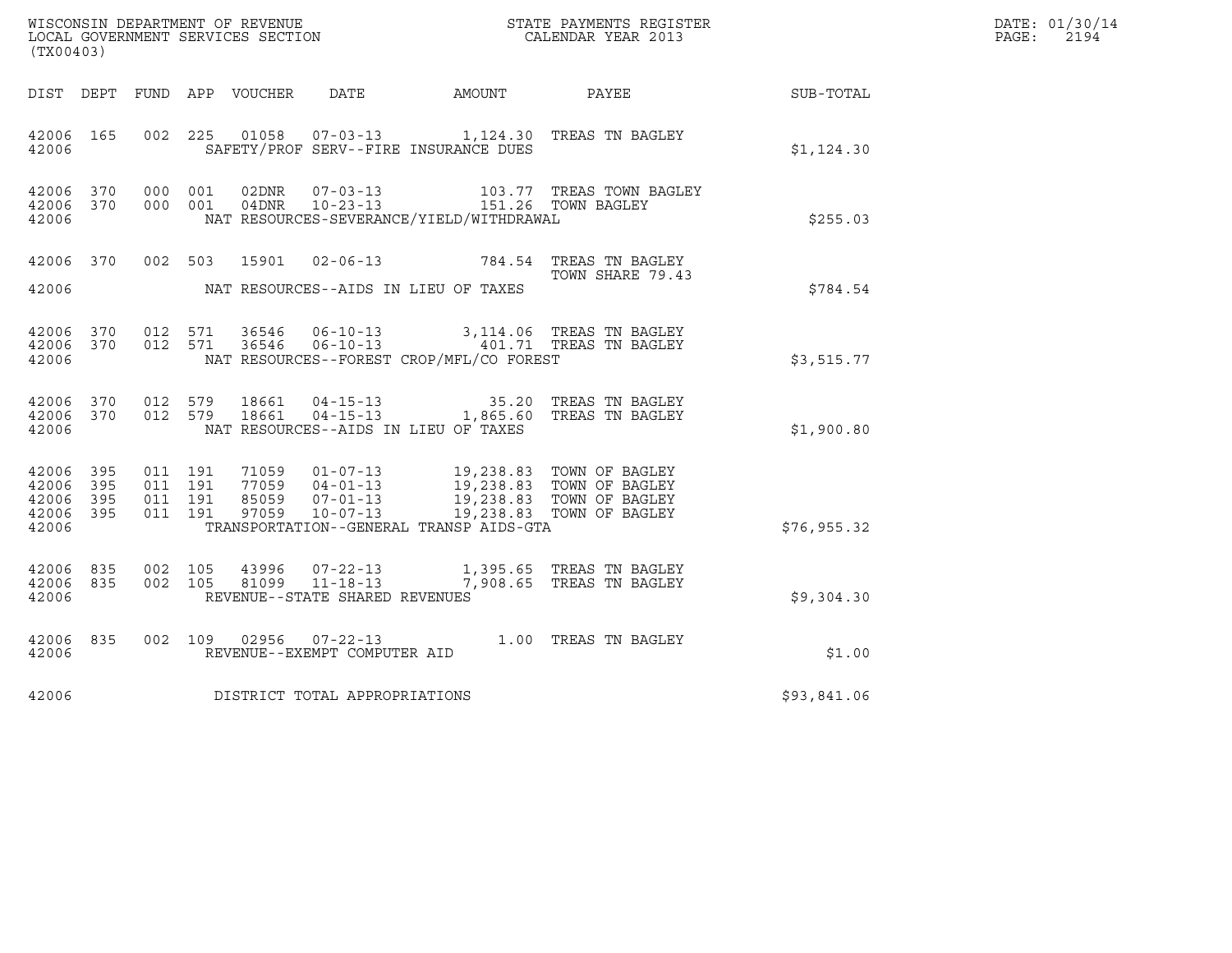WISCONSIN DEPARTMENT OF REVENUE
LOCAL GOVERNMENT SERVICES SECTION
(TX00403)

STATE PAYMENTS REGISTER
CALENDAR YEAR 2013

DATE: 01/30/14
PAGE: 2194

| DIST | DEPT | FUND | APP | VOUCHER | DATE | AMOUNT | PAYEE | SUB-TOTAL |
|---|---|---|---|---|---|---|---|---|
| 42006 | 165 | 002 | 225 | 01058 | 07-03-13 | 1,124.30 | TREAS TN BAGLEY | |
| 42006 | | | | | SAFETY/PROF SERV--FIRE INSURANCE DUES | | | $1,124.30 |
| 42006 | 370 | 000 | 001 | 02DNR | 07-03-13 | 103.77 | TREAS TOWN BAGLEY | |
| 42006 | 370 | 000 | 001 | 04DNR | 10-23-13 | 151.26 | TOWN BAGLEY | |
| 42006 | | | | | NAT RESOURCES-SEVERANCE/YIELD/WITHDRAWAL | | | $255.03 |
| 42006 | 370 | 002 | 503 | 15901 | 02-06-13 | 784.54 | TREAS TN BAGLEY TOWN SHARE 79.43 | |
| 42006 | | | | | NAT RESOURCES--AIDS IN LIEU OF TAXES | | | $784.54 |
| 42006 | 370 | 012 | 571 | 36546 | 06-10-13 | 3,114.06 | TREAS TN BAGLEY | |
| 42006 | 370 | 012 | 571 | 36546 | 06-10-13 | 401.71 | TREAS TN BAGLEY | |
| 42006 | | | | | NAT RESOURCES--FOREST CROP/MFL/CO FOREST | | | $3,515.77 |
| 42006 | 370 | 012 | 579 | 18661 | 04-15-13 | 35.20 | TREAS TN BAGLEY | |
| 42006 | 370 | 012 | 579 | 18661 | 04-15-13 | 1,865.60 | TREAS TN BAGLEY | |
| 42006 | | | | | NAT RESOURCES--AIDS IN LIEU OF TAXES | | | $1,900.80 |
| 42006 | 395 | 011 | 191 | 71059 | 01-07-13 | 19,238.83 | TOWN OF BAGLEY | |
| 42006 | 395 | 011 | 191 | 77059 | 04-01-13 | 19,238.83 | TOWN OF BAGLEY | |
| 42006 | 395 | 011 | 191 | 85059 | 07-01-13 | 19,238.83 | TOWN OF BAGLEY | |
| 42006 | 395 | 011 | 191 | 97059 | 10-07-13 | 19,238.83 | TOWN OF BAGLEY | |
| 42006 | | | | | TRANSPORTATION--GENERAL TRANSP AIDS-GTA | | | $76,955.32 |
| 42006 | 835 | 002 | 105 | 43996 | 07-22-13 | 1,395.65 | TREAS TN BAGLEY | |
| 42006 | 835 | 002 | 105 | 81099 | 11-18-13 | 7,908.65 | TREAS TN BAGLEY | |
| 42006 | | | | | REVENUE--STATE SHARED REVENUES | | | $9,304.30 |
| 42006 | 835 | 002 | 109 | 02956 | 07-22-13 | 1.00 | TREAS TN BAGLEY | |
| 42006 | | | | | REVENUE--EXEMPT COMPUTER AID | | | $1.00 |
| 42006 | | | | | DISTRICT TOTAL APPROPRIATIONS | | | $93,841.06 |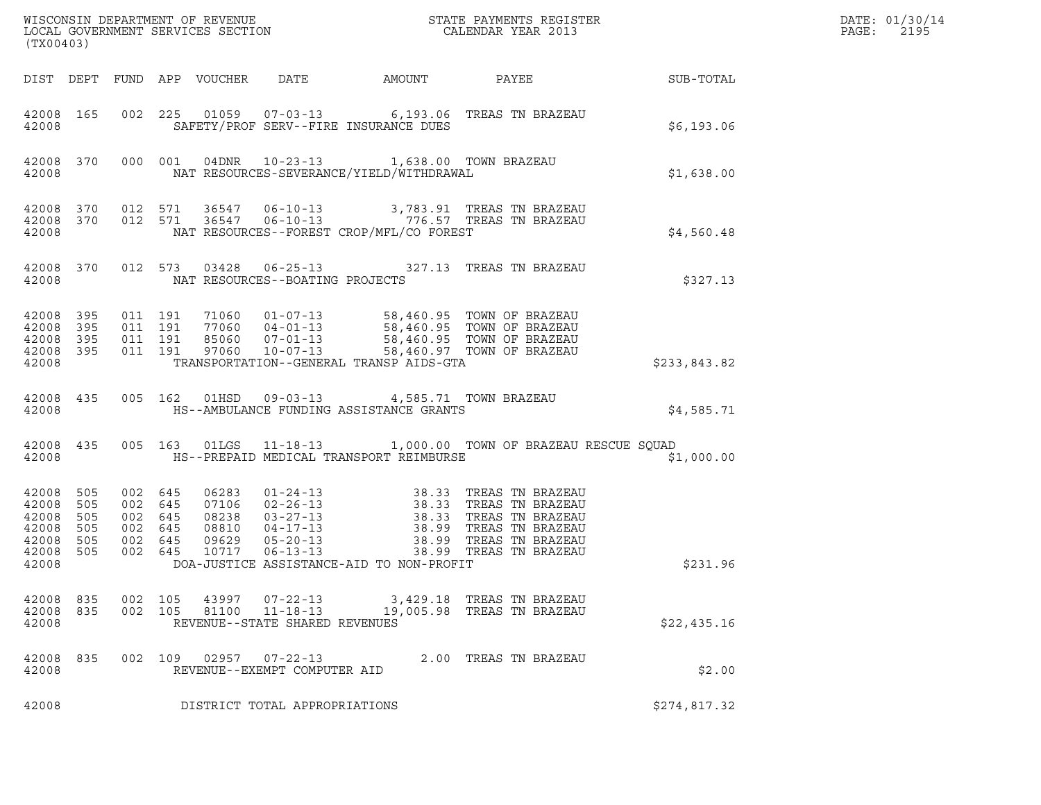WISCONSIN DEPARTMENT OF REVENUE
LOCAL GOVERNMENT SERVICES SECTION
(TX00403)

STATE PAYMENTS REGISTER
CALENDAR YEAR 2013

DATE: 01/30/14
PAGE: 2195

| DIST | DEPT | FUND | APP | VOUCHER | DATE | AMOUNT | PAYEE | SUB-TOTAL |
|---|---|---|---|---|---|---|---|---|
| 42008 | 165 | 002 | 225 | 01059 | 07-03-13 | 6,193.06 | TREAS TN BRAZEAU | |
| 42008 | | | | | SAFETY/PROF SERV--FIRE INSURANCE DUES | | | $6,193.06 |
| 42008 | 370 | 000 | 001 | 04DNR | 10-23-13 | 1,638.00 | TOWN BRAZEAU | |
| 42008 | | | | | NAT RESOURCES-SEVERANCE/YIELD/WITHDRAWAL | | | $1,638.00 |
| 42008 | 370 | 012 | 571 | 36547 | 06-10-13 | 3,783.91 | TREAS TN BRAZEAU | |
| 42008 | 370 | 012 | 571 | 36547 | 06-10-13 | 776.57 | TREAS TN BRAZEAU | |
| 42008 | | | | | NAT RESOURCES--FOREST CROP/MFL/CO FOREST | | | $4,560.48 |
| 42008 | 370 | 012 | 573 | 03428 | 06-25-13 | 327.13 | TREAS TN BRAZEAU | |
| 42008 | | | | | NAT RESOURCES--BOATING PROJECTS | | | $327.13 |
| 42008 | 395 | 011 | 191 | 71060 | 01-07-13 | 58,460.95 | TOWN OF BRAZEAU | |
| 42008 | 395 | 011 | 191 | 77060 | 04-01-13 | 58,460.95 | TOWN OF BRAZEAU | |
| 42008 | 395 | 011 | 191 | 85060 | 07-01-13 | 58,460.95 | TOWN OF BRAZEAU | |
| 42008 | 395 | 011 | 191 | 97060 | 10-07-13 | 58,460.97 | TOWN OF BRAZEAU | |
| 42008 | | | | | TRANSPORTATION--GENERAL TRANSP AIDS-GTA | | | $233,843.82 |
| 42008 | 435 | 005 | 162 | 01HSD | 09-03-13 | 4,585.71 | TOWN BRAZEAU | |
| 42008 | | | | | HS--AMBULANCE FUNDING ASSISTANCE GRANTS | | | $4,585.71 |
| 42008 | 435 | 005 | 163 | 01LGS | 11-18-13 | 1,000.00 | TOWN OF BRAZEAU RESCUE SQUAD | |
| 42008 | | | | | HS--PREPAID MEDICAL TRANSPORT REIMBURSE | | | $1,000.00 |
| 42008 | 505 | 002 | 645 | 06283 | 01-24-13 | 38.33 | TREAS TN BRAZEAU | |
| 42008 | 505 | 002 | 645 | 07106 | 02-26-13 | 38.33 | TREAS TN BRAZEAU | |
| 42008 | 505 | 002 | 645 | 08238 | 03-27-13 | 38.33 | TREAS TN BRAZEAU | |
| 42008 | 505 | 002 | 645 | 08810 | 04-17-13 | 38.99 | TREAS TN BRAZEAU | |
| 42008 | 505 | 002 | 645 | 09629 | 05-20-13 | 38.99 | TREAS TN BRAZEAU | |
| 42008 | 505 | 002 | 645 | 10717 | 06-13-13 | 38.99 | TREAS TN BRAZEAU | |
| 42008 | | | | | DOA-JUSTICE ASSISTANCE-AID TO NON-PROFIT | | | $231.96 |
| 42008 | 835 | 002 | 105 | 43997 | 07-22-13 | 3,429.18 | TREAS TN BRAZEAU | |
| 42008 | 835 | 002 | 105 | 81100 | 11-18-13 | 19,005.98 | TREAS TN BRAZEAU | |
| 42008 | | | | | REVENUE--STATE SHARED REVENUES | | | $22,435.16 |
| 42008 | 835 | 002 | 109 | 02957 | 07-22-13 | 2.00 | TREAS TN BRAZEAU | |
| 42008 | | | | | REVENUE--EXEMPT COMPUTER AID | | | $2.00 |
| 42008 | | | | | DISTRICT TOTAL APPROPRIATIONS | | | $274,817.32 |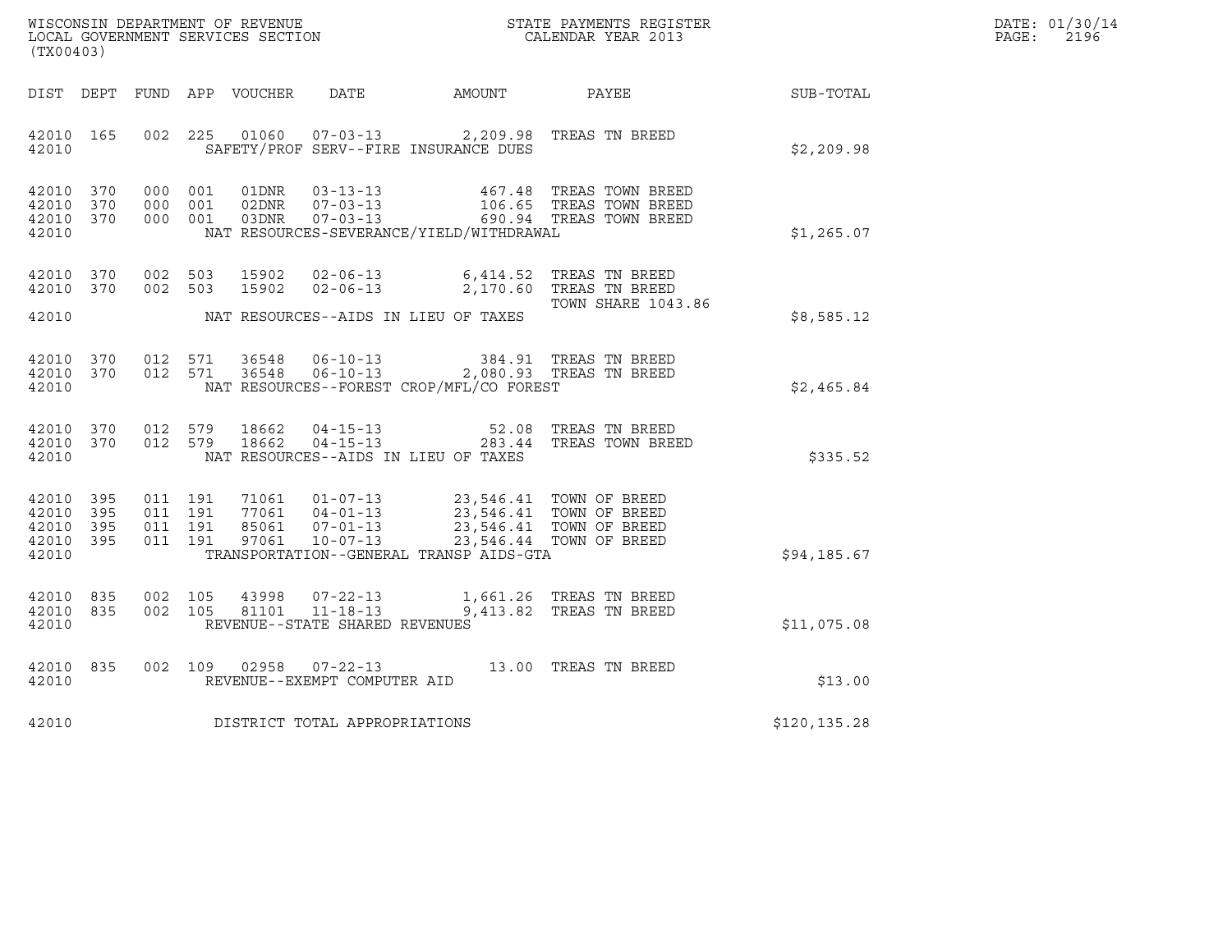WISCONSIN DEPARTMENT OF REVENUE
LOCAL GOVERNMENT SERVICES SECTION
(TX00403)

STATE PAYMENTS REGISTER
CALENDAR YEAR 2013

DATE: 01/30/14
PAGE: 2196

| DIST | DEPT | FUND | APP | VOUCHER | DATE | AMOUNT | PAYEE | SUB-TOTAL |
|---|---|---|---|---|---|---|---|---|
| 42010 | 165 | 002 | 225 | 01060 | 07-03-13 | 2,209.98 | TREAS TN BREED | |
| 42010 | | | | | SAFETY/PROF SERV--FIRE INSURANCE DUES | | | $2,209.98 |
| 42010 | 370 | 000 | 001 | 01DNR | 03-13-13 | 467.48 | TREAS TOWN BREED | |
| 42010 | 370 | 000 | 001 | 02DNR | 07-03-13 | 106.65 | TREAS TOWN BREED | |
| 42010 | 370 | 000 | 001 | 03DNR | 07-03-13 | 690.94 | TREAS TOWN BREED | |
| 42010 | | | | | NAT RESOURCES-SEVERANCE/YIELD/WITHDRAWAL | | | $1,265.07 |
| 42010 | 370 | 002 | 503 | 15902 | 02-06-13 | 6,414.52 | TREAS TN BREED | |
| 42010 | 370 | 002 | 503 | 15902 | 02-06-13 | 2,170.60 | TREAS TN BREED TOWN SHARE 1043.86 | |
| 42010 | | | | | NAT RESOURCES--AIDS IN LIEU OF TAXES | | | $8,585.12 |
| 42010 | 370 | 012 | 571 | 36548 | 06-10-13 | 384.91 | TREAS TN BREED | |
| 42010 | 370 | 012 | 571 | 36548 | 06-10-13 | 2,080.93 | TREAS TN BREED | |
| 42010 | | | | | NAT RESOURCES--FOREST CROP/MFL/CO FOREST | | | $2,465.84 |
| 42010 | 370 | 012 | 579 | 18662 | 04-15-13 | 52.08 | TREAS TN BREED | |
| 42010 | 370 | 012 | 579 | 18662 | 04-15-13 | 283.44 | TREAS TOWN BREED | |
| 42010 | | | | | NAT RESOURCES--AIDS IN LIEU OF TAXES | | | $335.52 |
| 42010 | 395 | 011 | 191 | 71061 | 01-07-13 | 23,546.41 | TOWN OF BREED | |
| 42010 | 395 | 011 | 191 | 77061 | 04-01-13 | 23,546.41 | TOWN OF BREED | |
| 42010 | 395 | 011 | 191 | 85061 | 07-01-13 | 23,546.41 | TOWN OF BREED | |
| 42010 | 395 | 011 | 191 | 97061 | 10-07-13 | 23,546.44 | TOWN OF BREED | |
| 42010 | | | | | TRANSPORTATION--GENERAL TRANSP AIDS-GTA | | | $94,185.67 |
| 42010 | 835 | 002 | 105 | 43998 | 07-22-13 | 1,661.26 | TREAS TN BREED | |
| 42010 | 835 | 002 | 105 | 81101 | 11-18-13 | 9,413.82 | TREAS TN BREED | |
| 42010 | | | | | REVENUE--STATE SHARED REVENUES | | | $11,075.08 |
| 42010 | 835 | 002 | 109 | 02958 | 07-22-13 | 13.00 | TREAS TN BREED | |
| 42010 | | | | | REVENUE--EXEMPT COMPUTER AID | | | $13.00 |
| 42010 | | | | | DISTRICT TOTAL APPROPRIATIONS | | | $120,135.28 |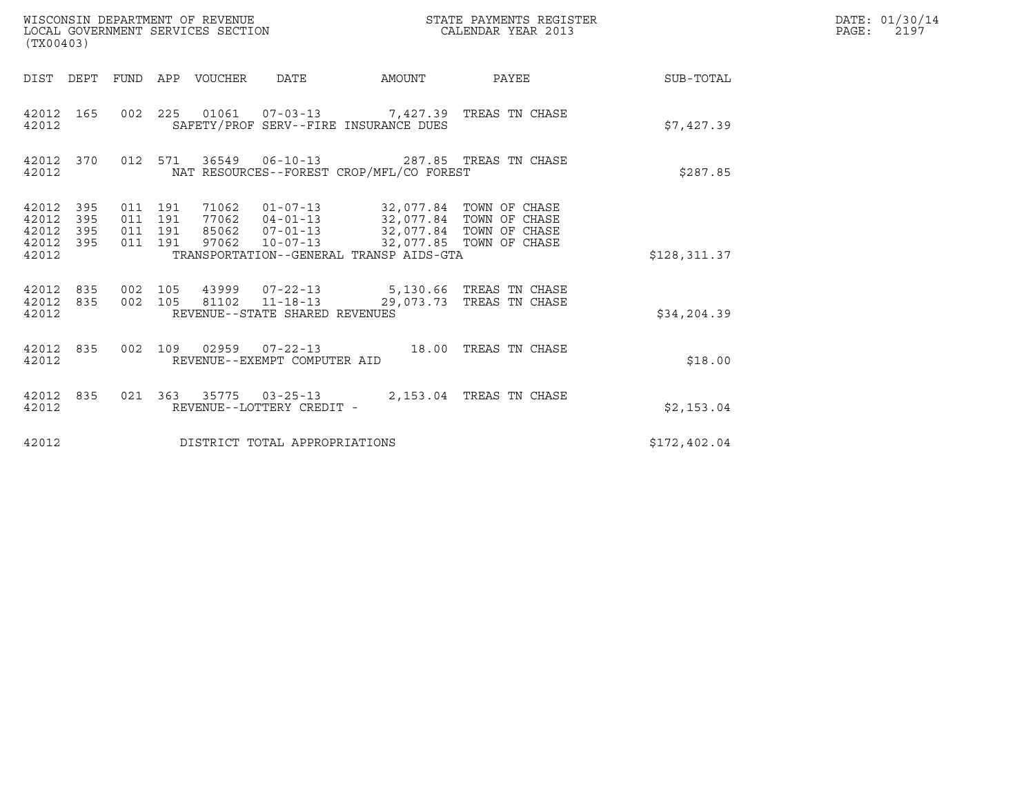WISCONSIN DEPARTMENT OF REVENUE
LOCAL GOVERNMENT SERVICES SECTION
(TX00403)

STATE PAYMENTS REGISTER
CALENDAR YEAR 2013

DATE: 01/30/14
PAGE: 2197

| DIST | DEPT | FUND | APP | VOUCHER | DATE | AMOUNT | PAYEE | SUB-TOTAL |
|---|---|---|---|---|---|---|---|---|
| 42012 | 165 | 002 | 225 | 01061 | 07-03-13 | 7,427.39 | TREAS TN CHASE | |
| 42012 | | | | SAFETY/PROF SERV--FIRE INSURANCE DUES | | | | $7,427.39 |
| 42012 | 370 | 012 | 571 | 36549 | 06-10-13 | 287.85 | TREAS TN CHASE | |
| 42012 | | | | NAT RESOURCES--FOREST CROP/MFL/CO FOREST | | | | $287.85 |
| 42012 | 395 | 011 | 191 | 71062 | 01-07-13 | 32,077.84 | TOWN OF CHASE | |
| 42012 | 395 | 011 | 191 | 77062 | 04-01-13 | 32,077.84 | TOWN OF CHASE | |
| 42012 | 395 | 011 | 191 | 85062 | 07-01-13 | 32,077.84 | TOWN OF CHASE | |
| 42012 | 395 | 011 | 191 | 97062 | 10-07-13 | 32,077.85 | TOWN OF CHASE | |
| 42012 | | | | TRANSPORTATION--GENERAL TRANSP AIDS-GTA | | | | $128,311.37 |
| 42012 | 835 | 002 | 105 | 43999 | 07-22-13 | 5,130.66 | TREAS TN CHASE | |
| 42012 | 835 | 002 | 105 | 81102 | 11-18-13 | 29,073.73 | TREAS TN CHASE | |
| 42012 | | | | REVENUE--STATE SHARED REVENUES | | | | $34,204.39 |
| 42012 | 835 | 002 | 109 | 02959 | 07-22-13 | 18.00 | TREAS TN CHASE | |
| 42012 | | | | REVENUE--EXEMPT COMPUTER AID | | | | $18.00 |
| 42012 | 835 | 021 | 363 | 35775 | 03-25-13 | 2,153.04 | TREAS TN CHASE | |
| 42012 | | | | REVENUE--LOTTERY CREDIT - | | | | $2,153.04 |
| 42012 | | | | DISTRICT TOTAL APPROPRIATIONS | | | | $172,402.04 |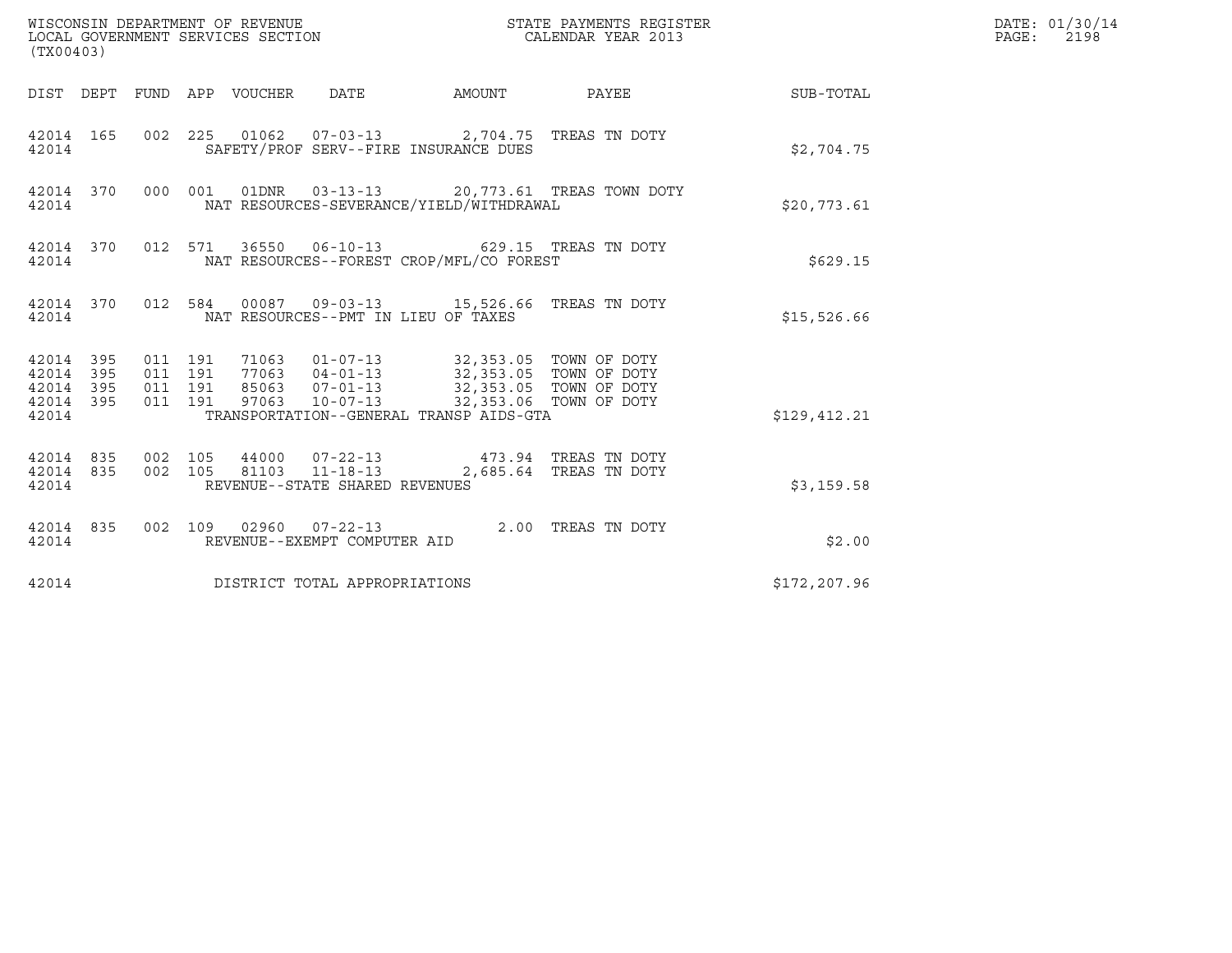WISCONSIN DEPARTMENT OF REVENUE
LOCAL GOVERNMENT SERVICES SECTION
(TX00403)

STATE PAYMENTS REGISTER
CALENDAR YEAR 2013

DATE: 01/30/14
PAGE: 2198

| DIST | DEPT | FUND | APP | VOUCHER | DATE | AMOUNT | PAYEE | SUB-TOTAL |
|---|---|---|---|---|---|---|---|---|
| 42014 | 165 | 002 | 225 | 01062 | 07-03-13 | 2,704.75 | TREAS TN DOTY | |
| 42014 | | | | SAFETY/PROF SERV--FIRE INSURANCE DUES | | | | $2,704.75 |
| 42014 | 370 | 000 | 001 | 01DNR | 03-13-13 | 20,773.61 | TREAS TOWN DOTY | |
| 42014 | | | | NAT RESOURCES-SEVERANCE/YIELD/WITHDRAWAL | | | | $20,773.61 |
| 42014 | 370 | 012 | 571 | 36550 | 06-10-13 | 629.15 | TREAS TN DOTY | |
| 42014 | | | | NAT RESOURCES--FOREST CROP/MFL/CO FOREST | | | | $629.15 |
| 42014 | 370 | 012 | 584 | 00087 | 09-03-13 | 15,526.66 | TREAS TN DOTY | |
| 42014 | | | | NAT RESOURCES--PMT IN LIEU OF TAXES | | | | $15,526.66 |
| 42014 | 395 | 011 | 191 | 71063 | 01-07-13 | 32,353.05 | TOWN OF DOTY | |
| 42014 | 395 | 011 | 191 | 77063 | 04-01-13 | 32,353.05 | TOWN OF DOTY | |
| 42014 | 395 | 011 | 191 | 85063 | 07-01-13 | 32,353.05 | TOWN OF DOTY | |
| 42014 | 395 | 011 | 191 | 97063 | 10-07-13 | 32,353.06 | TOWN OF DOTY | |
| 42014 | | | | TRANSPORTATION--GENERAL TRANSP AIDS-GTA | | | | $129,412.21 |
| 42014 | 835 | 002 | 105 | 44000 | 07-22-13 | 473.94 | TREAS TN DOTY | |
| 42014 | 835 | 002 | 105 | 81103 | 11-18-13 | 2,685.64 | TREAS TN DOTY | |
| 42014 | | | | REVENUE--STATE SHARED REVENUES | | | | $3,159.58 |
| 42014 | 835 | 002 | 109 | 02960 | 07-22-13 | 2.00 | TREAS TN DOTY | |
| 42014 | | | | REVENUE--EXEMPT COMPUTER AID | | | | $2.00 |
| 42014 | | | | DISTRICT TOTAL APPROPRIATIONS | | | | $172,207.96 |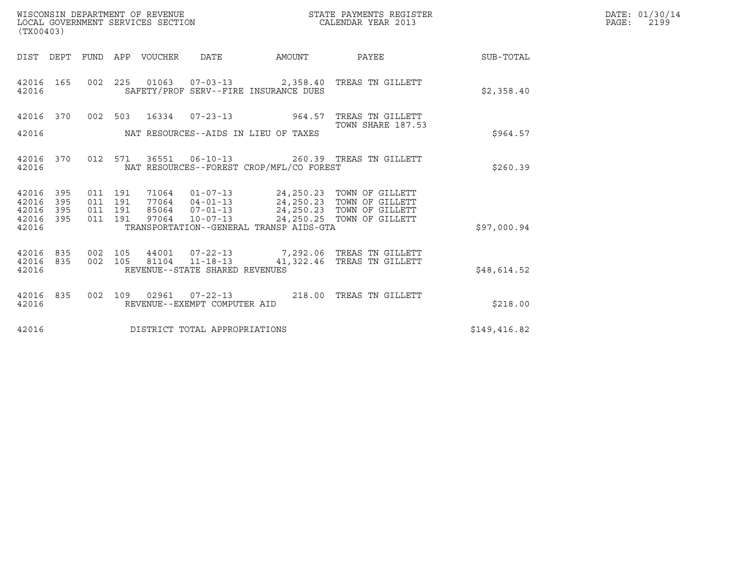WISCONSIN DEPARTMENT OF REVENUE
LOCAL GOVERNMENT SERVICES SECTION
(TX00403)

STATE PAYMENTS REGISTER
CALENDAR YEAR 2013

DATE: 01/30/14

| DIST | DEPT | FUND | APP | VOUCHER | DATE | AMOUNT | PAYEE | SUB-TOTAL |
|---|---|---|---|---|---|---|---|---|
| 42016 | 165 | 002 | 225 | 01063 | 07-03-13 | 2,358.40 | TREAS TN GILLETT | |
| 42016 | | | | SAFETY/PROF SERV--FIRE INSURANCE DUES | | | | $2,358.40 |
| 42016 | 370 | 002 | 503 | 16334 | 07-23-13 | 964.57 | TREAS TN GILLETT TOWN SHARE 187.53 | |
| 42016 | | | | NAT RESOURCES--AIDS IN LIEU OF TAXES | | | | $964.57 |
| 42016 | 370 | 012 | 571 | 36551 | 06-10-13 | 260.39 | TREAS TN GILLETT | |
| 42016 | | | | NAT RESOURCES--FOREST CROP/MFL/CO FOREST | | | | $260.39 |
| 42016 | 395 | 011 | 191 | 71064 | 01-07-13 | 24,250.23 | TOWN OF GILLETT | |
| 42016 | 395 | 011 | 191 | 77064 | 04-01-13 | 24,250.23 | TOWN OF GILLETT | |
| 42016 | 395 | 011 | 191 | 85064 | 07-01-13 | 24,250.23 | TOWN OF GILLETT | |
| 42016 | 395 | 011 | 191 | 97064 | 10-07-13 | 24,250.25 | TOWN OF GILLETT | |
| 42016 | | | | TRANSPORTATION--GENERAL TRANSP AIDS-GTA | | | | $97,000.94 |
| 42016 | 835 | 002 | 105 | 44001 | 07-22-13 | 7,292.06 | TREAS TN GILLETT | |
| 42016 | 835 | 002 | 105 | 81104 | 11-18-13 | 41,322.46 | TREAS TN GILLETT | |
| 42016 | | | | REVENUE--STATE SHARED REVENUES | | | | $48,614.52 |
| 42016 | 835 | 002 | 109 | 02961 | 07-22-13 | 218.00 | TREAS TN GILLETT | |
| 42016 | | | | REVENUE--EXEMPT COMPUTER AID | | | | $218.00 |
| 42016 | | | | DISTRICT TOTAL APPROPRIATIONS | | | | $149,416.82 |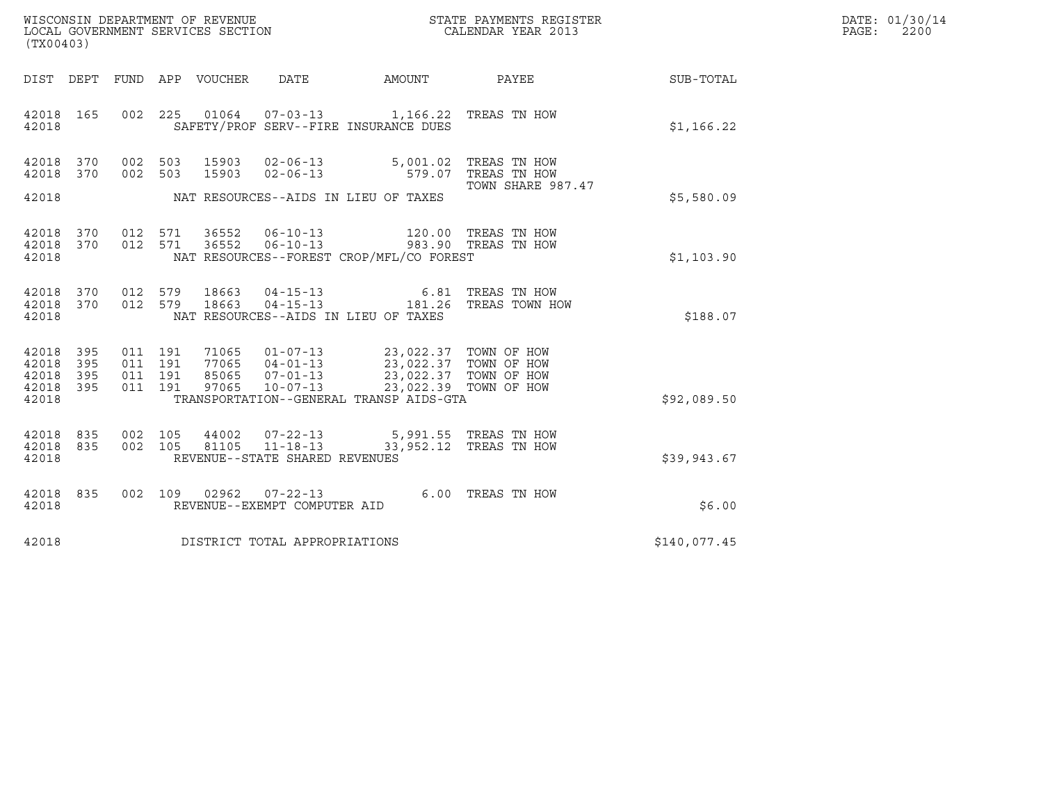WISCONSIN DEPARTMENT OF REVENUE
LOCAL GOVERNMENT SERVICES SECTION
(TX00403)

STATE PAYMENTS REGISTER
CALENDAR YEAR 2013

DATE: 01/30/14

| DIST | DEPT | FUND | APP | VOUCHER | DATE | AMOUNT | PAYEE | SUB-TOTAL |
|---|---|---|---|---|---|---|---|---|
| 42018 | 165 | 002 | 225 | 01064 | 07-03-13 | 1,166.22 | TREAS TN HOW | |
| 42018 | | | | SAFETY/PROF SERV--FIRE INSURANCE DUES | | | | $1,166.22 |
| 42018 | 370 | 002 | 503 | 15903 | 02-06-13 | 5,001.02 | TREAS TN HOW | |
| 42018 | 370 | 002 | 503 | 15903 | 02-06-13 | 579.07 | TREAS TN HOW TOWN SHARE 987.47 | |
| 42018 | | | | NAT RESOURCES--AIDS IN LIEU OF TAXES | | | | $5,580.09 |
| 42018 | 370 | 012 | 571 | 36552 | 06-10-13 | 120.00 | TREAS TN HOW | |
| 42018 | 370 | 012 | 571 | 36552 | 06-10-13 | 983.90 | TREAS TN HOW | |
| 42018 | | | | NAT RESOURCES--FOREST CROP/MFL/CO FOREST | | | | $1,103.90 |
| 42018 | 370 | 012 | 579 | 18663 | 04-15-13 | 6.81 | TREAS TN HOW | |
| 42018 | 370 | 012 | 579 | 18663 | 04-15-13 | 181.26 | TREAS TOWN HOW | |
| 42018 | | | | NAT RESOURCES--AIDS IN LIEU OF TAXES | | | | $188.07 |
| 42018 | 395 | 011 | 191 | 71065 | 01-07-13 | 23,022.37 | TOWN OF HOW | |
| 42018 | 395 | 011 | 191 | 77065 | 04-01-13 | 23,022.37 | TOWN OF HOW | |
| 42018 | 395 | 011 | 191 | 85065 | 07-01-13 | 23,022.37 | TOWN OF HOW | |
| 42018 | 395 | 011 | 191 | 97065 | 10-07-13 | 23,022.39 | TOWN OF HOW | |
| 42018 | | | | TRANSPORTATION--GENERAL TRANSP AIDS-GTA | | | | $92,089.50 |
| 42018 | 835 | 002 | 105 | 44002 | 07-22-13 | 5,991.55 | TREAS TN HOW | |
| 42018 | 835 | 002 | 105 | 81105 | 11-18-13 | 33,952.12 | TREAS TN HOW | |
| 42018 | | | | REVENUE--STATE SHARED REVENUES | | | | $39,943.67 |
| 42018 | 835 | 002 | 109 | 02962 | 07-22-13 | 6.00 | TREAS TN HOW | |
| 42018 | | | | REVENUE--EXEMPT COMPUTER AID | | | | $6.00 |
| 42018 | | | | DISTRICT TOTAL APPROPRIATIONS | | | | $140,077.45 |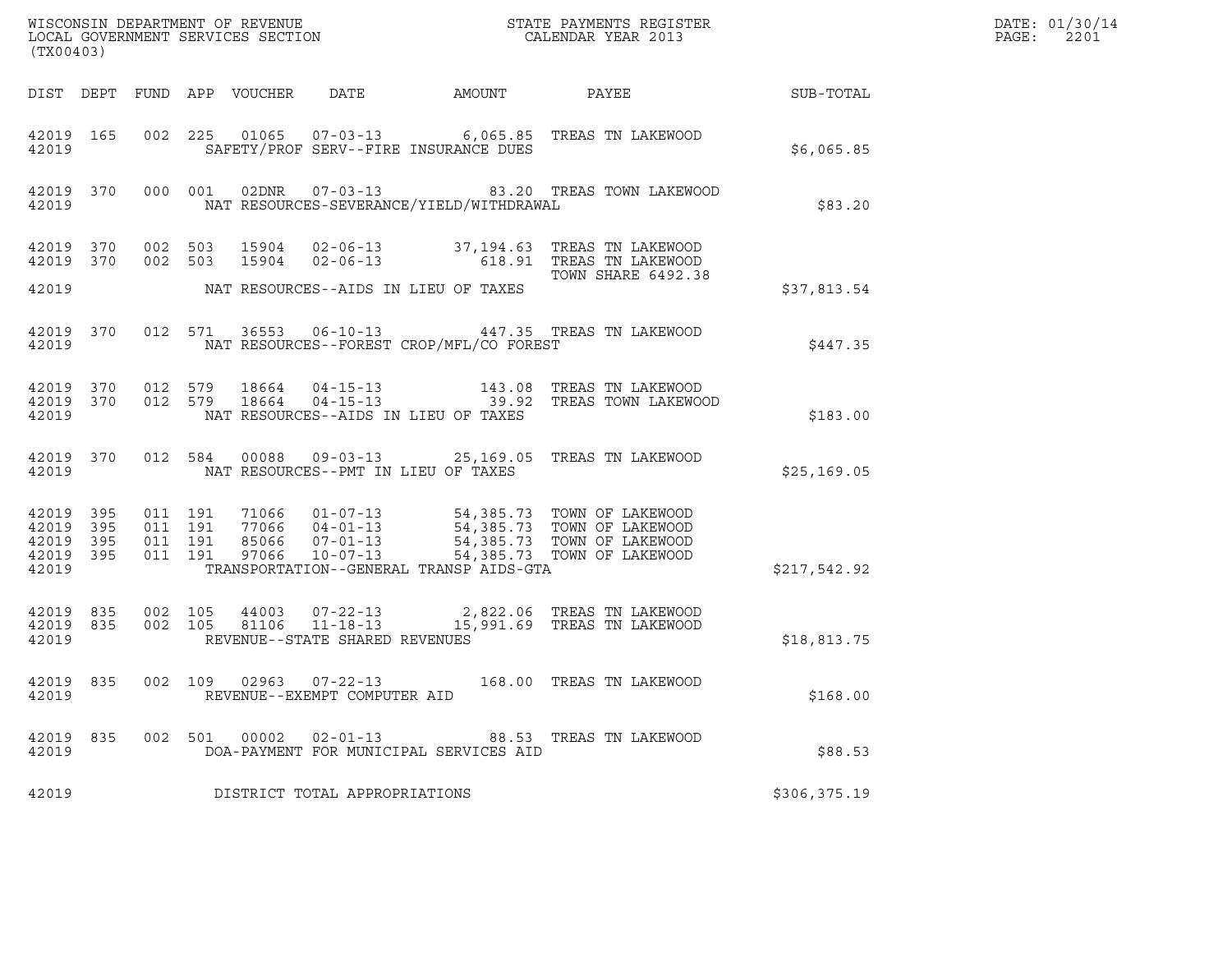WISCONSIN DEPARTMENT OF REVENUE
LOCAL GOVERNMENT SERVICES SECTION
(TX00403)

STATE PAYMENTS REGISTER
CALENDAR YEAR 2013

DATE: 01/30/14

| DIST | DEPT | FUND | APP | VOUCHER | DATE | AMOUNT | PAYEE | SUB-TOTAL |
|---|---|---|---|---|---|---|---|---|
| 42019 | 165 | 002 | 225 | 01065 | 07-03-13 | 6,065.85 | TREAS TN LAKEWOOD | |
| 42019 | | | | | SAFETY/PROF SERV--FIRE INSURANCE DUES | | | $6,065.85 |
| 42019 | 370 | 000 | 001 | 02DNR | 07-03-13 | 83.20 | TREAS TOWN LAKEWOOD | |
| 42019 | | | | | NAT RESOURCES-SEVERANCE/YIELD/WITHDRAWAL | | | $83.20 |
| 42019 | 370 | 002 | 503 | 15904 | 02-06-13 | 37,194.63 | TREAS TN LAKEWOOD | |
| 42019 | 370 | 002 | 503 | 15904 | 02-06-13 | 618.91 | TREAS TN LAKEWOOD<br>TOWN SHARE 6492.38 | |
| 42019 | | | | | NAT RESOURCES--AIDS IN LIEU OF TAXES | | | $37,813.54 |
| 42019 | 370 | 012 | 571 | 36553 | 06-10-13 | 447.35 | TREAS TN LAKEWOOD | |
| 42019 | | | | | NAT RESOURCES--FOREST CROP/MFL/CO FOREST | | | $447.35 |
| 42019 | 370 | 012 | 579 | 18664 | 04-15-13 | 143.08 | TREAS TN LAKEWOOD | |
| 42019 | 370 | 012 | 579 | 18664 | 04-15-13 | 39.92 | TREAS TOWN LAKEWOOD | |
| 42019 | | | | | NAT RESOURCES--AIDS IN LIEU OF TAXES | | | $183.00 |
| 42019 | 370 | 012 | 584 | 00088 | 09-03-13 | 25,169.05 | TREAS TN LAKEWOOD | |
| 42019 | | | | | NAT RESOURCES--PMT IN LIEU OF TAXES | | | $25,169.05 |
| 42019 | 395 | 011 | 191 | 71066 | 01-07-13 | 54,385.73 | TOWN OF LAKEWOOD | |
| 42019 | 395 | 011 | 191 | 77066 | 04-01-13 | 54,385.73 | TOWN OF LAKEWOOD | |
| 42019 | 395 | 011 | 191 | 85066 | 07-01-13 | 54,385.73 | TOWN OF LAKEWOOD | |
| 42019 | 395 | 011 | 191 | 97066 | 10-07-13 | 54,385.73 | TOWN OF LAKEWOOD | |
| 42019 | | | | | TRANSPORTATION--GENERAL TRANSP AIDS-GTA | | | $217,542.92 |
| 42019 | 835 | 002 | 105 | 44003 | 07-22-13 | 2,822.06 | TREAS TN LAKEWOOD | |
| 42019 | 835 | 002 | 105 | 81106 | 11-18-13 | 15,991.69 | TREAS TN LAKEWOOD | |
| 42019 | | | | | REVENUE--STATE SHARED REVENUES | | | $18,813.75 |
| 42019 | 835 | 002 | 109 | 02963 | 07-22-13 | 168.00 | TREAS TN LAKEWOOD | |
| 42019 | | | | | REVENUE--EXEMPT COMPUTER AID | | | $168.00 |
| 42019 | 835 | 002 | 501 | 00002 | 02-01-13 | 88.53 | TREAS TN LAKEWOOD | |
| 42019 | | | | | DOA-PAYMENT FOR MUNICIPAL SERVICES AID | | | $88.53 |
| 42019 | | | | | DISTRICT TOTAL APPROPRIATIONS | | | $306,375.19 |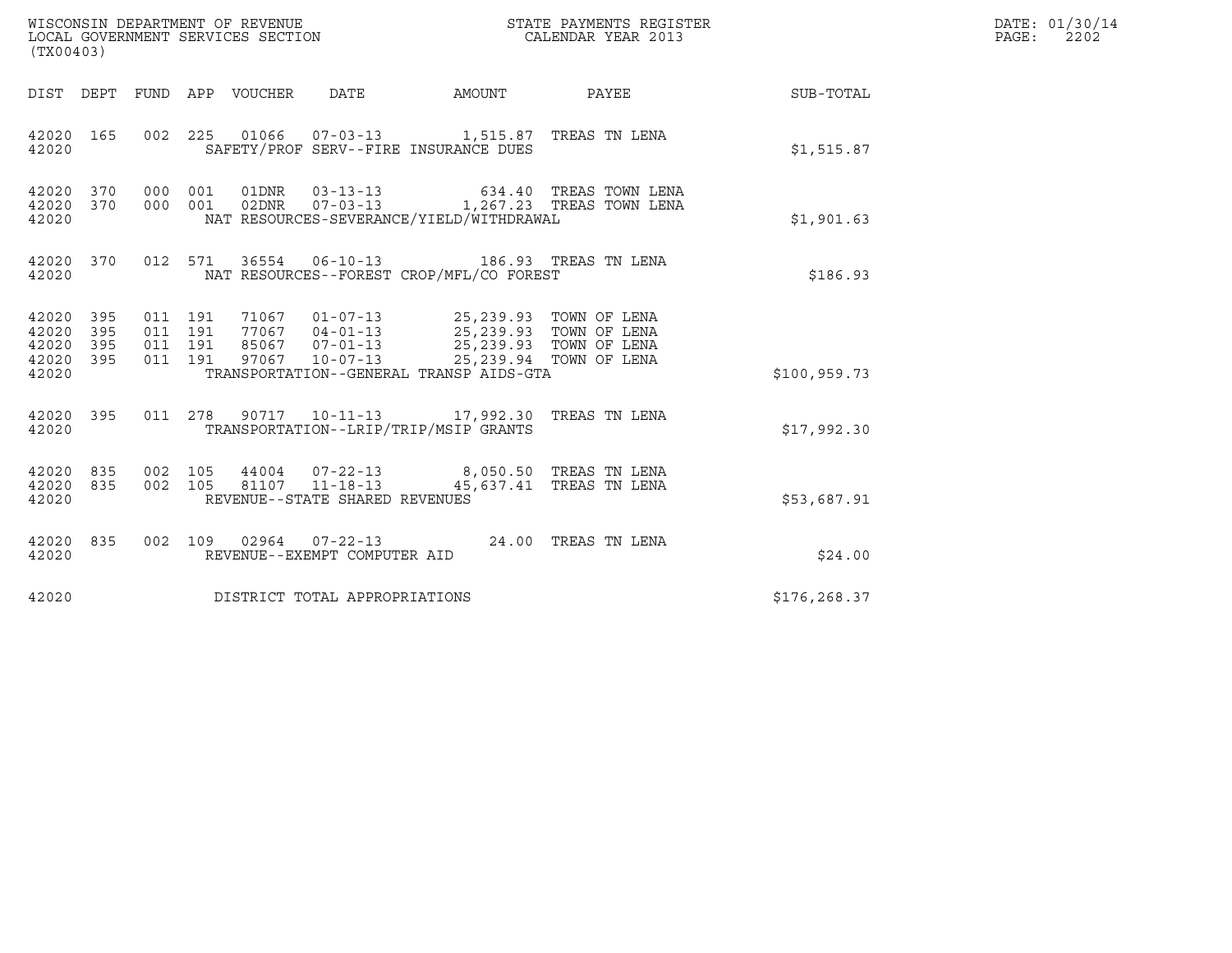WISCONSIN DEPARTMENT OF REVENUE
LOCAL GOVERNMENT SERVICES SECTION
(TX00403)

STATE PAYMENTS REGISTER
CALENDAR YEAR 2013

DATE: 01/30/14
PAGE: 2202

| DIST | DEPT | FUND | APP | VOUCHER | DATE | AMOUNT | PAYEE | SUB-TOTAL |
|---|---|---|---|---|---|---|---|---|
| 42020 | 165 | 002 | 225 | 01066 | 07-03-13 | 1,515.87 | TREAS TN LENA | |
| 42020 | | | | SAFETY/PROF SERV--FIRE INSURANCE DUES | | | | $1,515.87 |
| 42020 | 370 | 000 | 001 | 01DNR | 03-13-13 | 634.40 | TREAS TOWN LENA | |
| 42020 | 370 | 000 | 001 | 02DNR | 07-03-13 | 1,267.23 | TREAS TOWN LENA | |
| 42020 | | | | NAT RESOURCES-SEVERANCE/YIELD/WITHDRAWAL | | | | $1,901.63 |
| 42020 | 370 | 012 | 571 | 36554 | 06-10-13 | 186.93 | TREAS TN LENA | |
| 42020 | | | | NAT RESOURCES--FOREST CROP/MFL/CO FOREST | | | | $186.93 |
| 42020 | 395 | 011 | 191 | 71067 | 01-07-13 | 25,239.93 | TOWN OF LENA | |
| 42020 | 395 | 011 | 191 | 77067 | 04-01-13 | 25,239.93 | TOWN OF LENA | |
| 42020 | 395 | 011 | 191 | 85067 | 07-01-13 | 25,239.93 | TOWN OF LENA | |
| 42020 | 395 | 011 | 191 | 97067 | 10-07-13 | 25,239.94 | TOWN OF LENA | |
| 42020 | | | | TRANSPORTATION--GENERAL TRANSP AIDS-GTA | | | | $100,959.73 |
| 42020 | 395 | 011 | 278 | 90717 | 10-11-13 | 17,992.30 | TREAS TN LENA | |
| 42020 | | | | TRANSPORTATION--LRIP/TRIP/MSIP GRANTS | | | | $17,992.30 |
| 42020 | 835 | 002 | 105 | 44004 | 07-22-13 | 8,050.50 | TREAS TN LENA | |
| 42020 | 835 | 002 | 105 | 81107 | 11-18-13 | 45,637.41 | TREAS TN LENA | |
| 42020 | | | | REVENUE--STATE SHARED REVENUES | | | | $53,687.91 |
| 42020 | 835 | 002 | 109 | 02964 | 07-22-13 | 24.00 | TREAS TN LENA | |
| 42020 | | | | REVENUE--EXEMPT COMPUTER AID | | | | $24.00 |
| 42020 | | | | DISTRICT TOTAL APPROPRIATIONS | | | | $176,268.37 |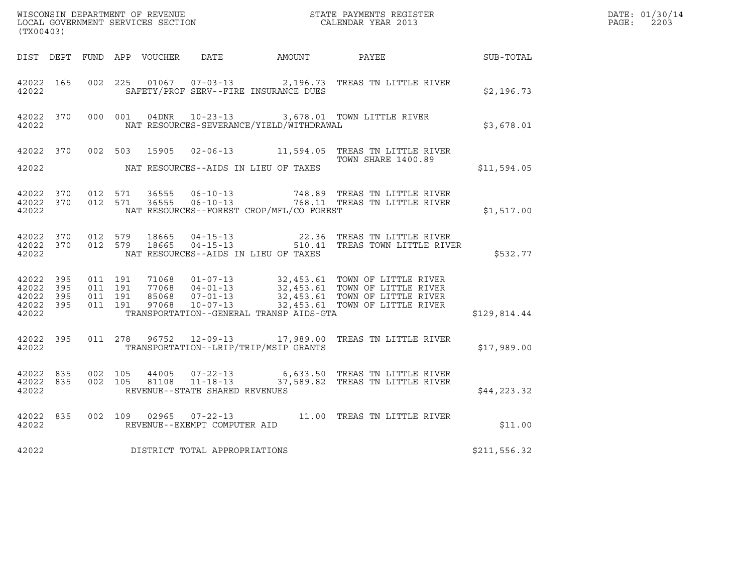WISCONSIN DEPARTMENT OF REVENUE
LOCAL GOVERNMENT SERVICES SECTION
(TX00403)

STATE PAYMENTS REGISTER
CALENDAR YEAR 2013

DATE: 01/30/14
PAGE: 2203

| DIST | DEPT | FUND | APP | VOUCHER | DATE | AMOUNT | PAYEE | SUB-TOTAL |
|---|---|---|---|---|---|---|---|---|
| 42022 | 165 | 002 | 225 | 01067 | 07-03-13 | 2,196.73 | TREAS TN LITTLE RIVER | |
| 42022 | | | | | SAFETY/PROF SERV--FIRE INSURANCE DUES | | | $2,196.73 |
| 42022 | 370 | 000 | 001 | 04DNR | 10-23-13 | 3,678.01 | TOWN LITTLE RIVER | |
| 42022 | | | | | NAT RESOURCES-SEVERANCE/YIELD/WITHDRAWAL | | | $3,678.01 |
| 42022 | 370 | 002 | 503 | 15905 | 02-06-13 | 11,594.05 | TREAS TN LITTLE RIVER<br>TOWN SHARE 1400.89 | |
| 42022 | | | | | NAT RESOURCES--AIDS IN LIEU OF TAXES | | | $11,594.05 |
| 42022 | 370 | 012 | 571 | 36555 | 06-10-13 | 748.89 | TREAS TN LITTLE RIVER | |
| 42022 | 370 | 012 | 571 | 36555 | 06-10-13 | 768.11 | TREAS TN LITTLE RIVER | |
| 42022 | | | | | NAT RESOURCES--FOREST CROP/MFL/CO FOREST | | | $1,517.00 |
| 42022 | 370 | 012 | 579 | 18665 | 04-15-13 | 22.36 | TREAS TN LITTLE RIVER | |
| 42022 | 370 | 012 | 579 | 18665 | 04-15-13 | 510.41 | TREAS TOWN LITTLE RIVER | |
| 42022 | | | | | NAT RESOURCES--AIDS IN LIEU OF TAXES | | | $532.77 |
| 42022 | 395 | 011 | 191 | 71068 | 01-07-13 | 32,453.61 | TOWN OF LITTLE RIVER | |
| 42022 | 395 | 011 | 191 | 77068 | 04-01-13 | 32,453.61 | TOWN OF LITTLE RIVER | |
| 42022 | 395 | 011 | 191 | 85068 | 07-01-13 | 32,453.61 | TOWN OF LITTLE RIVER | |
| 42022 | 395 | 011 | 191 | 97068 | 10-07-13 | 32,453.61 | TOWN OF LITTLE RIVER | |
| 42022 | | | | | TRANSPORTATION--GENERAL TRANSP AIDS-GTA | | | $129,814.44 |
| 42022 | 395 | 011 | 278 | 96752 | 12-09-13 | 17,989.00 | TREAS TN LITTLE RIVER | |
| 42022 | | | | | TRANSPORTATION--LRIP/TRIP/MSIP GRANTS | | | $17,989.00 |
| 42022 | 835 | 002 | 105 | 44005 | 07-22-13 | 6,633.50 | TREAS TN LITTLE RIVER | |
| 42022 | 835 | 002 | 105 | 81108 | 11-18-13 | 37,589.82 | TREAS TN LITTLE RIVER | |
| 42022 | | | | | REVENUE--STATE SHARED REVENUES | | | $44,223.32 |
| 42022 | 835 | 002 | 109 | 02965 | 07-22-13 | 11.00 | TREAS TN LITTLE RIVER | |
| 42022 | | | | | REVENUE--EXEMPT COMPUTER AID | | | $11.00 |
| 42022 | | | | | DISTRICT TOTAL APPROPRIATIONS | | | $211,556.32 |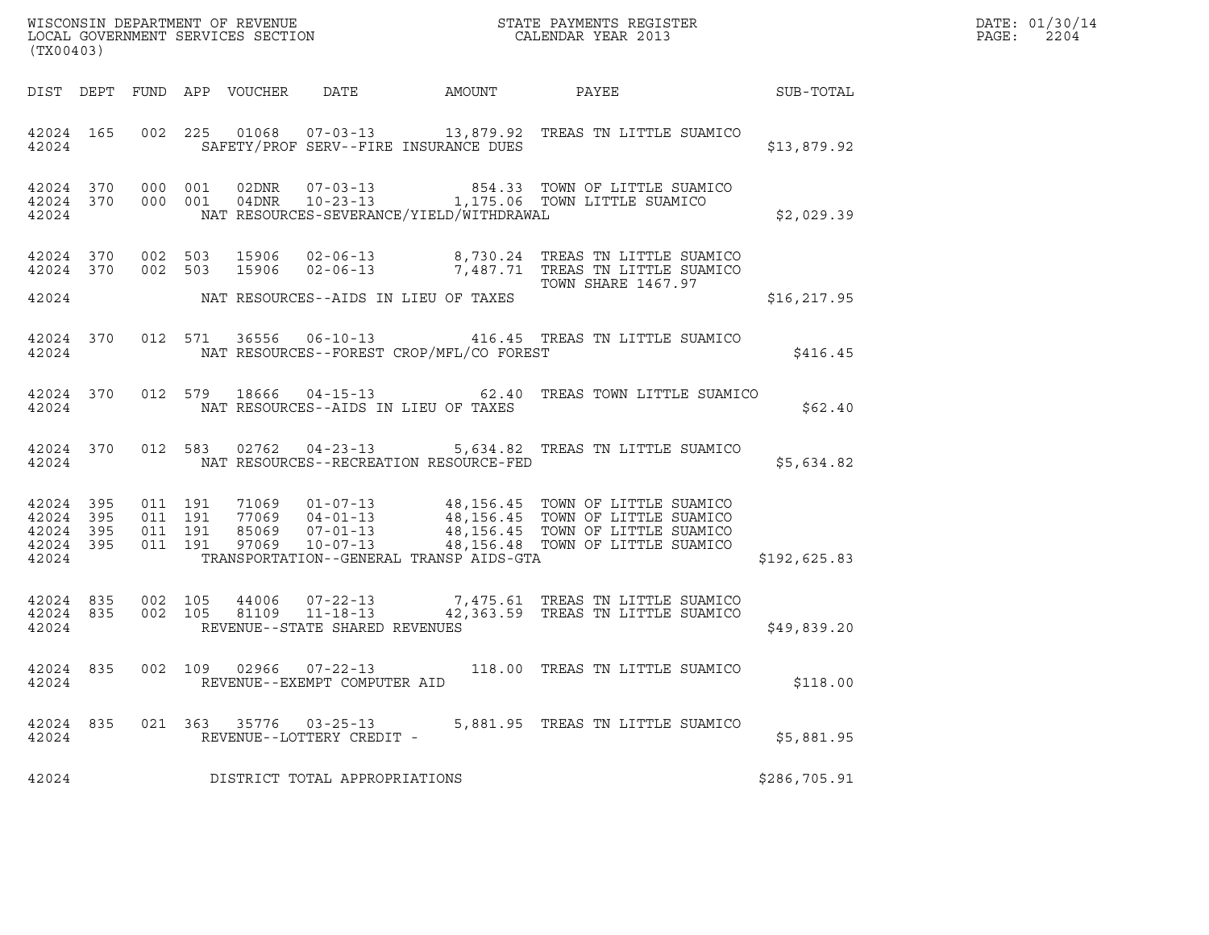WISCONSIN DEPARTMENT OF REVENUE
LOCAL GOVERNMENT SERVICES SECTION
(TX00403)

STATE PAYMENTS REGISTER
CALENDAR YEAR 2013

DATE: 01/30/14
PAGE: 2204

| DIST | DEPT | FUND | APP | VOUCHER | DATE | AMOUNT | PAYEE | SUB-TOTAL |
|---|---|---|---|---|---|---|---|---|
| 42024 | 165 | 002 | 225 | 01068 | 07-03-13 | 13,879.92 | TREAS TN LITTLE SUAMICO | |
| 42024 | | | | SAFETY/PROF SERV--FIRE INSURANCE DUES | | | | $13,879.92 |
| 42024 | 370 | 000 | 001 | 02DNR | 07-03-13 | 854.33 | TOWN OF LITTLE SUAMICO | |
| 42024 | 370 | 000 | 001 | 04DNR | 10-23-13 | 1,175.06 | TOWN LITTLE SUAMICO | |
| 42024 | | | | NAT RESOURCES-SEVERANCE/YIELD/WITHDRAWAL | | | | $2,029.39 |
| 42024 | 370 | 002 | 503 | 15906 | 02-06-13 | 8,730.24 | TREAS TN LITTLE SUAMICO | |
| 42024 | 370 | 002 | 503 | 15906 | 02-06-13 | 7,487.71 | TREAS TN LITTLE SUAMICO TOWN SHARE 1467.97 | |
| 42024 | | | | NAT RESOURCES--AIDS IN LIEU OF TAXES | | | | $16,217.95 |
| 42024 | 370 | 012 | 571 | 36556 | 06-10-13 | 416.45 | TREAS TN LITTLE SUAMICO | |
| 42024 | | | | NAT RESOURCES--FOREST CROP/MFL/CO FOREST | | | | $416.45 |
| 42024 | 370 | 012 | 579 | 18666 | 04-15-13 | 62.40 | TREAS TOWN LITTLE SUAMICO | |
| 42024 | | | | NAT RESOURCES--AIDS IN LIEU OF TAXES | | | | $62.40 |
| 42024 | 370 | 012 | 583 | 02762 | 04-23-13 | 5,634.82 | TREAS TN LITTLE SUAMICO | |
| 42024 | | | | NAT RESOURCES--RECREATION RESOURCE-FED | | | | $5,634.82 |
| 42024 | 395 | 011 | 191 | 71069 | 01-07-13 | 48,156.45 | TOWN OF LITTLE SUAMICO | |
| 42024 | 395 | 011 | 191 | 77069 | 04-01-13 | 48,156.45 | TOWN OF LITTLE SUAMICO | |
| 42024 | 395 | 011 | 191 | 85069 | 07-01-13 | 48,156.45 | TOWN OF LITTLE SUAMICO | |
| 42024 | 395 | 011 | 191 | 97069 | 10-07-13 | 48,156.48 | TOWN OF LITTLE SUAMICO | |
| 42024 | | | | TRANSPORTATION--GENERAL TRANSP AIDS-GTA | | | | $192,625.83 |
| 42024 | 835 | 002 | 105 | 44006 | 07-22-13 | 7,475.61 | TREAS TN LITTLE SUAMICO | |
| 42024 | 835 | 002 | 105 | 81109 | 11-18-13 | 42,363.59 | TREAS TN LITTLE SUAMICO | |
| 42024 | | | | REVENUE--STATE SHARED REVENUES | | | | $49,839.20 |
| 42024 | 835 | 002 | 109 | 02966 | 07-22-13 | 118.00 | TREAS TN LITTLE SUAMICO | |
| 42024 | | | | REVENUE--EXEMPT COMPUTER AID | | | | $118.00 |
| 42024 | 835 | 021 | 363 | 35776 | 03-25-13 | 5,881.95 | TREAS TN LITTLE SUAMICO | |
| 42024 | | | | REVENUE--LOTTERY CREDIT - | | | | $5,881.95 |
| 42024 | | | | DISTRICT TOTAL APPROPRIATIONS | | | | $286,705.91 |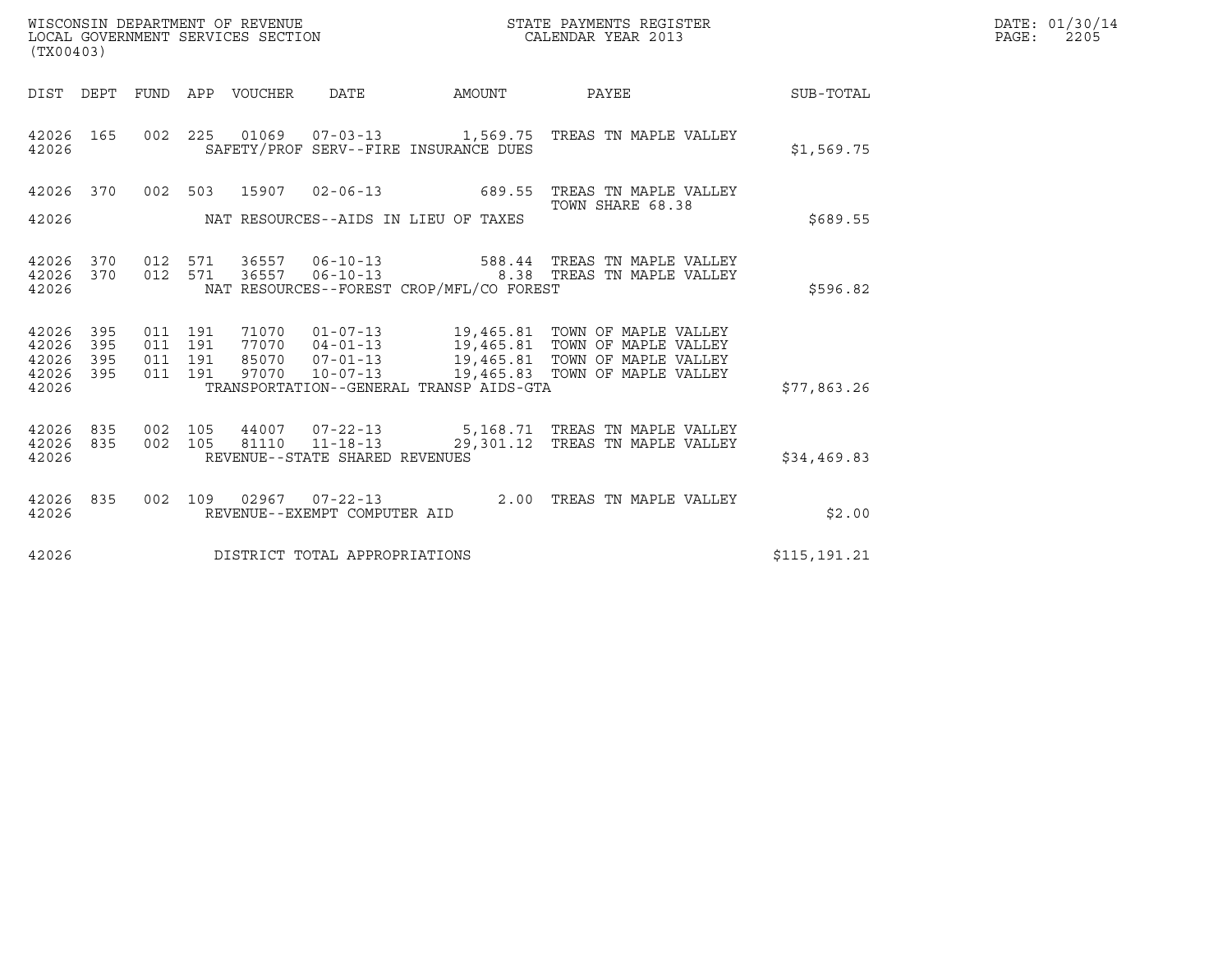WISCONSIN DEPARTMENT OF REVENUE
LOCAL GOVERNMENT SERVICES SECTION
(TX00403)

STATE PAYMENTS REGISTER
CALENDAR YEAR 2013

DATE: 01/30/14
PAGE: 2205

| DIST | DEPT | FUND | APP | VOUCHER | DATE | AMOUNT | PAYEE | SUB-TOTAL |
|---|---|---|---|---|---|---|---|---|
| 42026 | 165 | 002 | 225 | 01069 | 07-03-13 | 1,569.75 | TREAS TN MAPLE VALLEY | |
| 42026 | | | | SAFETY/PROF SERV--FIRE INSURANCE DUES | | | | $1,569.75 |
| 42026 | 370 | 002 | 503 | 15907 | 02-06-13 | 689.55 | TREAS TN MAPLE VALLEY<br>TOWN SHARE 68.38 | |
| 42026 | | | | NAT RESOURCES--AIDS IN LIEU OF TAXES | | | | $689.55 |
| 42026 | 370 | 012 | 571 | 36557 | 06-10-13 | 588.44 | TREAS TN MAPLE VALLEY | |
| 42026 | 370 | 012 | 571 | 36557 | 06-10-13 | 8.38 | TREAS TN MAPLE VALLEY | |
| 42026 | | | | NAT RESOURCES--FOREST CROP/MFL/CO FOREST | | | | $596.82 |
| 42026 | 395 | 011 | 191 | 71070 | 01-07-13 | 19,465.81 | TOWN OF MAPLE VALLEY | |
| 42026 | 395 | 011 | 191 | 77070 | 04-01-13 | 19,465.81 | TOWN OF MAPLE VALLEY | |
| 42026 | 395 | 011 | 191 | 85070 | 07-01-13 | 19,465.81 | TOWN OF MAPLE VALLEY | |
| 42026 | 395 | 011 | 191 | 97070 | 10-07-13 | 19,465.83 | TOWN OF MAPLE VALLEY | |
| 42026 | | | | TRANSPORTATION--GENERAL TRANSP AIDS-GTA | | | | $77,863.26 |
| 42026 | 835 | 002 | 105 | 44007 | 07-22-13 | 5,168.71 | TREAS TN MAPLE VALLEY | |
| 42026 | 835 | 002 | 105 | 81110 | 11-18-13 | 29,301.12 | TREAS TN MAPLE VALLEY | |
| 42026 | | | | REVENUE--STATE SHARED REVENUES | | | | $34,469.83 |
| 42026 | 835 | 002 | 109 | 02967 | 07-22-13 | 2.00 | TREAS TN MAPLE VALLEY | |
| 42026 | | | | REVENUE--EXEMPT COMPUTER AID | | | | $2.00 |
| 42026 | | | | DISTRICT TOTAL APPROPRIATIONS | | | | $115,191.21 |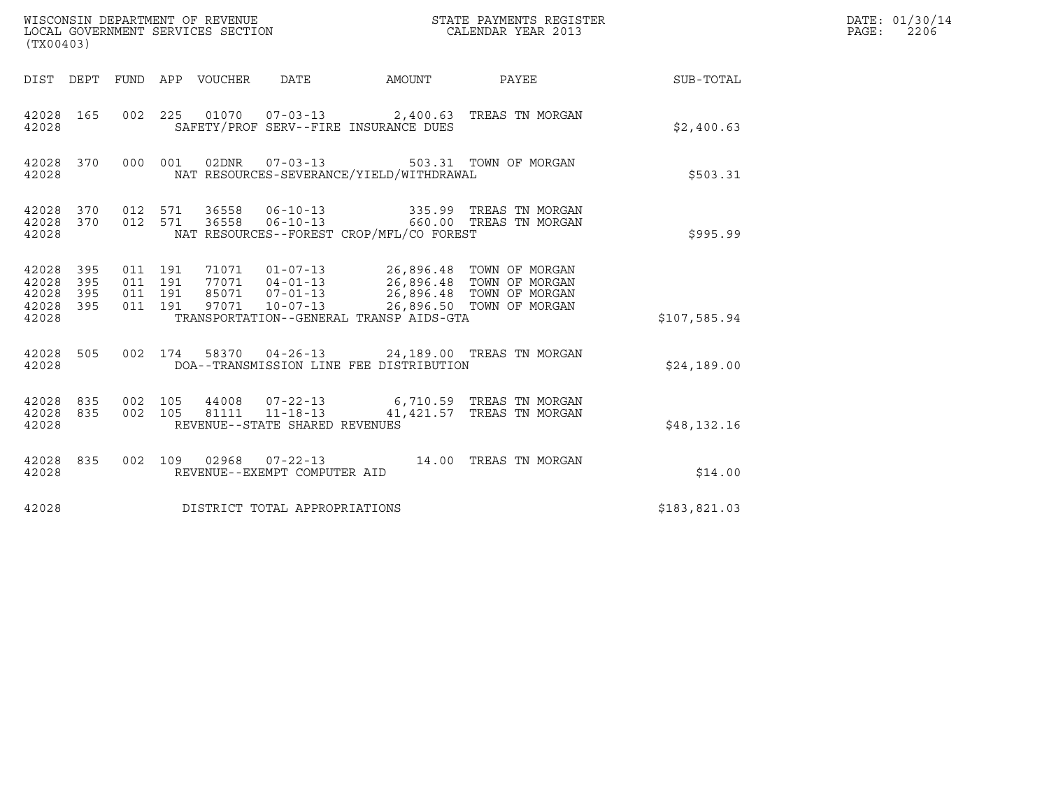WISCONSIN DEPARTMENT OF REVENUE
LOCAL GOVERNMENT SERVICES SECTION
(TX00403)

STATE PAYMENTS REGISTER
CALENDAR YEAR 2013

DATE: 01/30/14
PAGE: 2206

| DIST | DEPT | FUND | APP | VOUCHER | DATE | AMOUNT | PAYEE | SUB-TOTAL |
|---|---|---|---|---|---|---|---|---|
| 42028 | 165 | 002 | 225 | 01070 | 07-03-13 | 2,400.63 | TREAS TN MORGAN | |
| 42028 | | | | SAFETY/PROF SERV--FIRE INSURANCE DUES | | | | $2,400.63 |
| 42028 | 370 | 000 | 001 | 02DNR | 07-03-13 | 503.31 | TOWN OF MORGAN | |
| 42028 | | | | NAT RESOURCES-SEVERANCE/YIELD/WITHDRAWAL | | | | $503.31 |
| 42028 | 370 | 012 | 571 | 36558 | 06-10-13 | 335.99 | TREAS TN MORGAN | |
| 42028 | 370 | 012 | 571 | 36558 | 06-10-13 | 660.00 | TREAS TN MORGAN | |
| 42028 | | | | NAT RESOURCES--FOREST CROP/MFL/CO FOREST | | | | $995.99 |
| 42028 | 395 | 011 | 191 | 71071 | 01-07-13 | 26,896.48 | TOWN OF MORGAN | |
| 42028 | 395 | 011 | 191 | 77071 | 04-01-13 | 26,896.48 | TOWN OF MORGAN | |
| 42028 | 395 | 011 | 191 | 85071 | 07-01-13 | 26,896.48 | TOWN OF MORGAN | |
| 42028 | 395 | 011 | 191 | 97071 | 10-07-13 | 26,896.50 | TOWN OF MORGAN | |
| 42028 | | | | TRANSPORTATION--GENERAL TRANSP AIDS-GTA | | | | $107,585.94 |
| 42028 | 505 | 002 | 174 | 58370 | 04-26-13 | 24,189.00 | TREAS TN MORGAN | |
| 42028 | | | | DOA--TRANSMISSION LINE FEE DISTRIBUTION | | | | $24,189.00 |
| 42028 | 835 | 002 | 105 | 44008 | 07-22-13 | 6,710.59 | TREAS TN MORGAN | |
| 42028 | 835 | 002 | 105 | 81111 | 11-18-13 | 41,421.57 | TREAS TN MORGAN | |
| 42028 | | | | REVENUE--STATE SHARED REVENUES | | | | $48,132.16 |
| 42028 | 835 | 002 | 109 | 02968 | 07-22-13 | 14.00 | TREAS TN MORGAN | |
| 42028 | | | | REVENUE--EXEMPT COMPUTER AID | | | | $14.00 |
| 42028 | | | | DISTRICT TOTAL APPROPRIATIONS | | | | $183,821.03 |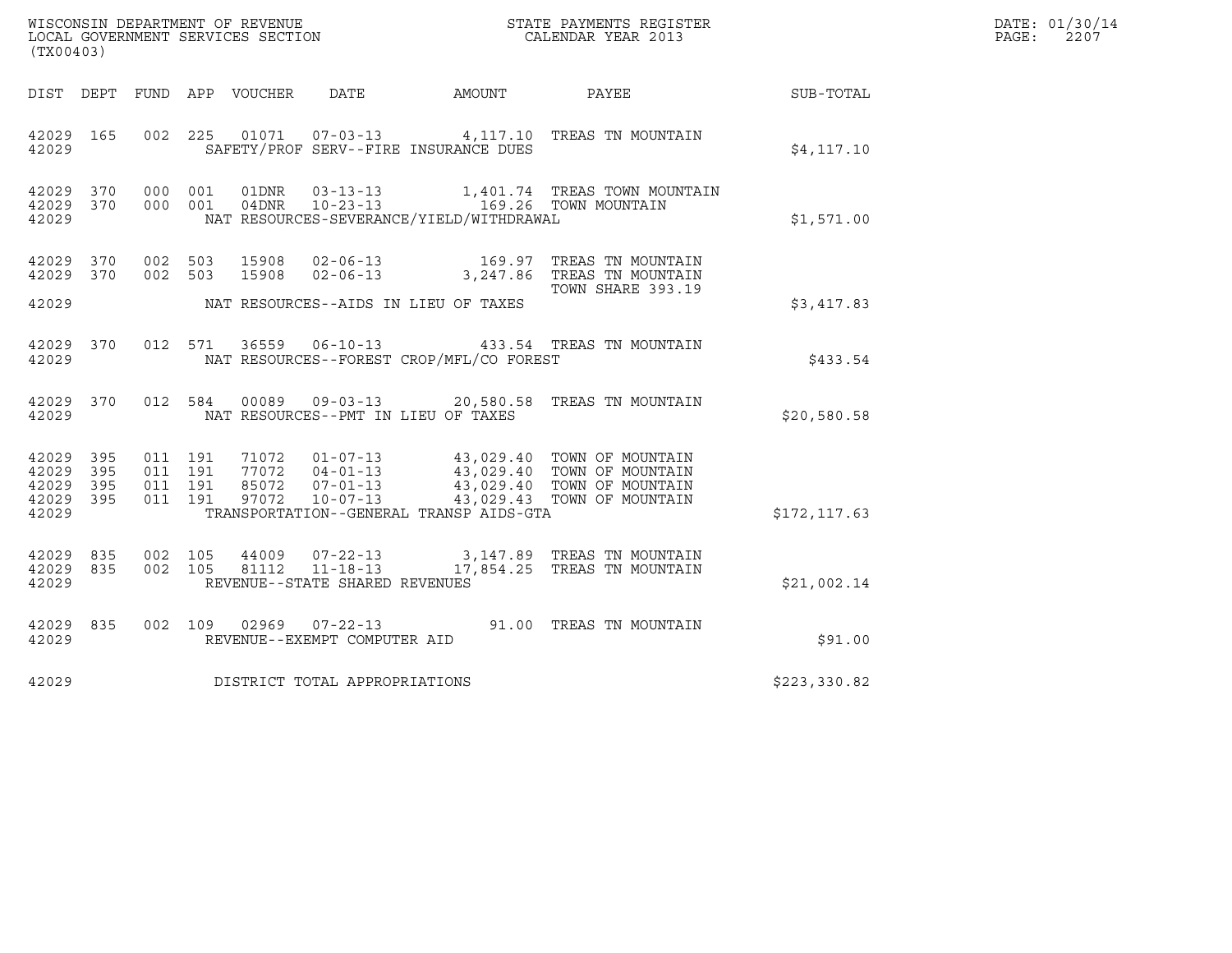WISCONSIN DEPARTMENT OF REVENUE
LOCAL GOVERNMENT SERVICES SECTION
(TX00403)

STATE PAYMENTS REGISTER
CALENDAR YEAR 2013

DATE: 01/30/14
PAGE: 2207

| DIST | DEPT | FUND | APP | VOUCHER | DATE | AMOUNT | PAYEE | SUB-TOTAL |
|---|---|---|---|---|---|---|---|---|
| 42029 | 165 | 002 | 225 | 01071 | 07-03-13 | 4,117.10 | TREAS TN MOUNTAIN | |
| 42029 | | | | | SAFETY/PROF SERV--FIRE INSURANCE DUES | | | $4,117.10 |
| 42029 | 370 | 000 | 001 | 01DNR | 03-13-13 | 1,401.74 | TREAS TOWN MOUNTAIN | |
| 42029 | 370 | 000 | 001 | 04DNR | 10-23-13 | 169.26 | TOWN MOUNTAIN | |
| 42029 | | | | | NAT RESOURCES-SEVERANCE/YIELD/WITHDRAWAL | | | $1,571.00 |
| 42029 | 370 | 002 | 503 | 15908 | 02-06-13 | 169.97 | TREAS TN MOUNTAIN | |
| 42029 | 370 | 002 | 503 | 15908 | 02-06-13 | 3,247.86 | TREAS TN MOUNTAIN TOWN SHARE 393.19 | |
| 42029 | | | | | NAT RESOURCES--AIDS IN LIEU OF TAXES | | | $3,417.83 |
| 42029 | 370 | 012 | 571 | 36559 | 06-10-13 | 433.54 | TREAS TN MOUNTAIN | |
| 42029 | | | | | NAT RESOURCES--FOREST CROP/MFL/CO FOREST | | | $433.54 |
| 42029 | 370 | 012 | 584 | 00089 | 09-03-13 | 20,580.58 | TREAS TN MOUNTAIN | |
| 42029 | | | | | NAT RESOURCES--PMT IN LIEU OF TAXES | | | $20,580.58 |
| 42029 | 395 | 011 | 191 | 71072 | 01-07-13 | 43,029.40 | TOWN OF MOUNTAIN | |
| 42029 | 395 | 011 | 191 | 77072 | 04-01-13 | 43,029.40 | TOWN OF MOUNTAIN | |
| 42029 | 395 | 011 | 191 | 85072 | 07-01-13 | 43,029.40 | TOWN OF MOUNTAIN | |
| 42029 | 395 | 011 | 191 | 97072 | 10-07-13 | 43,029.43 | TOWN OF MOUNTAIN | |
| 42029 | | | | | TRANSPORTATION--GENERAL TRANSP AIDS-GTA | | | $172,117.63 |
| 42029 | 835 | 002 | 105 | 44009 | 07-22-13 | 3,147.89 | TREAS TN MOUNTAIN | |
| 42029 | 835 | 002 | 105 | 81112 | 11-18-13 | 17,854.25 | TREAS TN MOUNTAIN | |
| 42029 | | | | | REVENUE--STATE SHARED REVENUES | | | $21,002.14 |
| 42029 | 835 | 002 | 109 | 02969 | 07-22-13 | 91.00 | TREAS TN MOUNTAIN | |
| 42029 | | | | | REVENUE--EXEMPT COMPUTER AID | | | $91.00 |
| 42029 | | | | | DISTRICT TOTAL APPROPRIATIONS | | | $223,330.82 |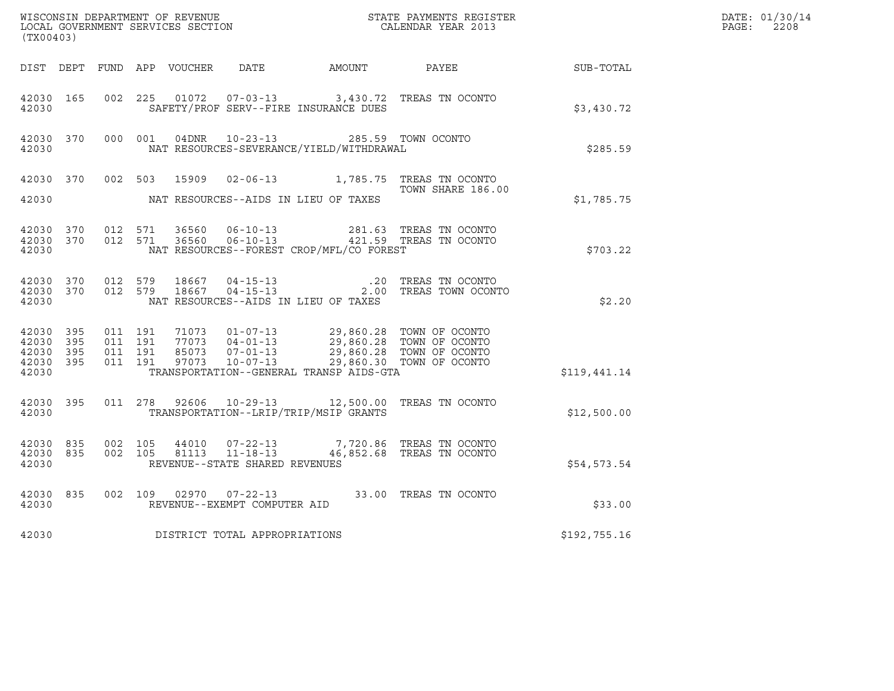WISCONSIN DEPARTMENT OF REVENUE
LOCAL GOVERNMENT SERVICES SECTION
(TX00403)

STATE PAYMENTS REGISTER
CALENDAR YEAR 2013

DATE: 01/30/14
PAGE: 2208

| DIST | DEPT | FUND | APP | VOUCHER | DATE | AMOUNT | PAYEE | SUB-TOTAL |
|---|---|---|---|---|---|---|---|---|
| 42030 | 165 | 002 | 225 | 01072 | 07-03-13 | 3,430.72 | TREAS TN OCONTO | |
| 42030 | | | | | SAFETY/PROF SERV--FIRE INSURANCE DUES | | | $3,430.72 |
| 42030 | 370 | 000 | 001 | 04DNR | 10-23-13 | 285.59 | TOWN OCONTO | |
| 42030 | | | | | NAT RESOURCES-SEVERANCE/YIELD/WITHDRAWAL | | | $285.59 |
| 42030 | 370 | 002 | 503 | 15909 | 02-06-13 | 1,785.75 | TREAS TN OCONTO TOWN SHARE 186.00 | |
| 42030 | | | | | NAT RESOURCES--AIDS IN LIEU OF TAXES | | | $1,785.75 |
| 42030 | 370 | 012 | 571 | 36560 | 06-10-13 | 281.63 | TREAS TN OCONTO | |
| 42030 | 370 | 012 | 571 | 36560 | 06-10-13 | 421.59 | TREAS TN OCONTO | |
| 42030 | | | | | NAT RESOURCES--FOREST CROP/MFL/CO FOREST | | | $703.22 |
| 42030 | 370 | 012 | 579 | 18667 | 04-15-13 | .20 | TREAS TN OCONTO | |
| 42030 | 370 | 012 | 579 | 18667 | 04-15-13 | 2.00 | TREAS TOWN OCONTO | |
| 42030 | | | | | NAT RESOURCES--AIDS IN LIEU OF TAXES | | | $2.20 |
| 42030 | 395 | 011 | 191 | 71073 | 01-07-13 | 29,860.28 | TOWN OF OCONTO | |
| 42030 | 395 | 011 | 191 | 77073 | 04-01-13 | 29,860.28 | TOWN OF OCONTO | |
| 42030 | 395 | 011 | 191 | 85073 | 07-01-13 | 29,860.28 | TOWN OF OCONTO | |
| 42030 | 395 | 011 | 191 | 97073 | 10-07-13 | 29,860.30 | TOWN OF OCONTO | |
| 42030 | | | | | TRANSPORTATION--GENERAL TRANSP AIDS-GTA | | | $119,441.14 |
| 42030 | 395 | 011 | 278 | 92606 | 10-29-13 | 12,500.00 | TREAS TN OCONTO | |
| 42030 | | | | | TRANSPORTATION--LRIP/TRIP/MSIP GRANTS | | | $12,500.00 |
| 42030 | 835 | 002 | 105 | 44010 | 07-22-13 | 7,720.86 | TREAS TN OCONTO | |
| 42030 | 835 | 002 | 105 | 81113 | 11-18-13 | 46,852.68 | TREAS TN OCONTO | |
| 42030 | | | | | REVENUE--STATE SHARED REVENUES | | | $54,573.54 |
| 42030 | 835 | 002 | 109 | 02970 | 07-22-13 | 33.00 | TREAS TN OCONTO | |
| 42030 | | | | | REVENUE--EXEMPT COMPUTER AID | | | $33.00 |
| 42030 | | | | | DISTRICT TOTAL APPROPRIATIONS | | | $192,755.16 |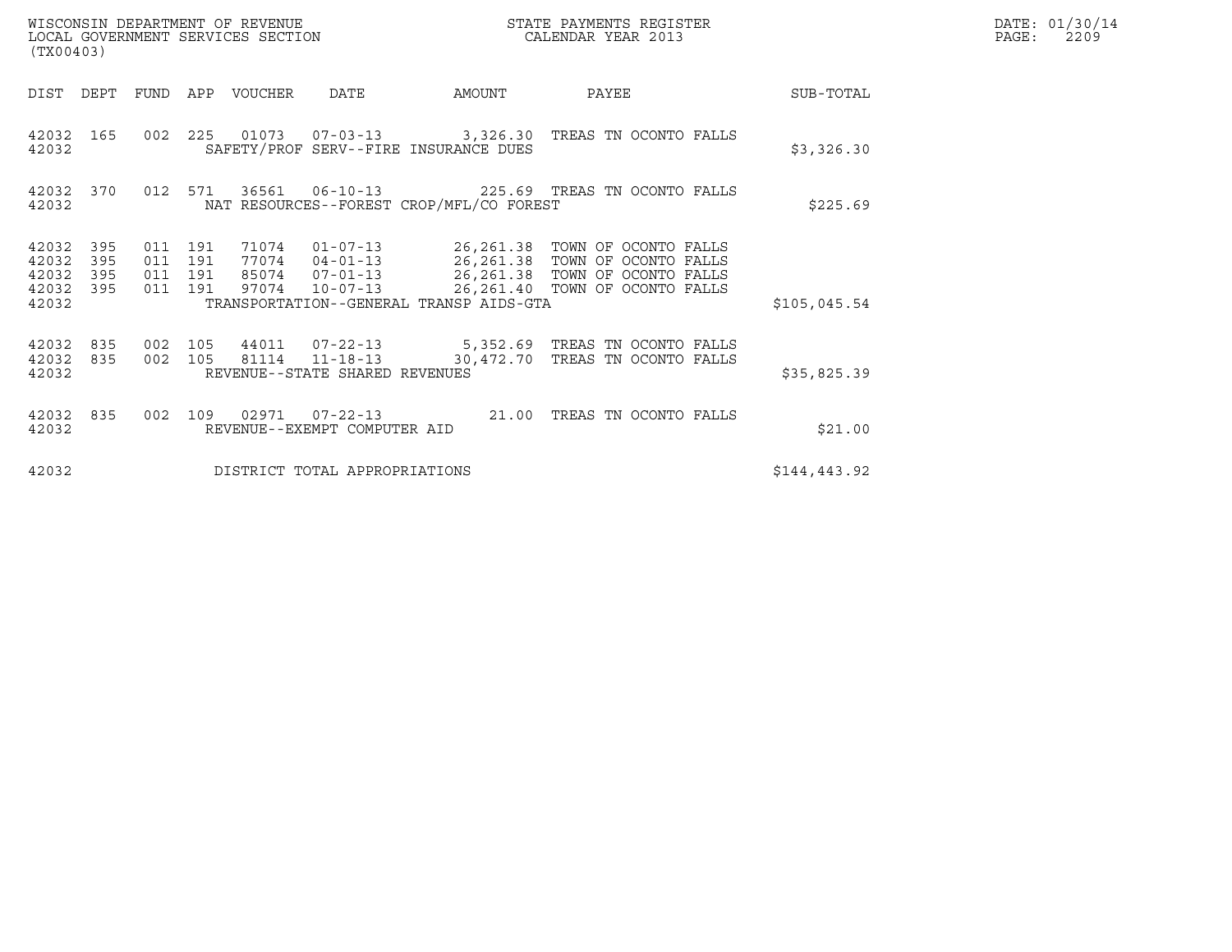| DIST | DEPT | FUND | APP | VOUCHER | DATE | AMOUNT | PAYEE | SUB-TOTAL |
|---|---|---|---|---|---|---|---|---|
| 42032 | 165 | 002 | 225 | 01073 | 07-03-13 | 3,326.30 | TREAS TN OCONTO FALLS | |
| 42032 | | | | | SAFETY/PROF SERV--FIRE INSURANCE DUES | | | $3,326.30 |
| 42032 | 370 | 012 | 571 | 36561 | 06-10-13 | 225.69 | TREAS TN OCONTO FALLS | |
| 42032 | | | | | NAT RESOURCES--FOREST CROP/MFL/CO FOREST | | | $225.69 |
| 42032 | 395 | 011 | 191 | 71074 | 01-07-13 | 26,261.38 | TOWN OF OCONTO FALLS | |
| 42032 | 395 | 011 | 191 | 77074 | 04-01-13 | 26,261.38 | TOWN OF OCONTO FALLS | |
| 42032 | 395 | 011 | 191 | 85074 | 07-01-13 | 26,261.38 | TOWN OF OCONTO FALLS | |
| 42032 | 395 | 011 | 191 | 97074 | 10-07-13 | 26,261.40 | TOWN OF OCONTO FALLS | |
| 42032 | | | | | TRANSPORTATION--GENERAL TRANSP AIDS-GTA | | | $105,045.54 |
| 42032 | 835 | 002 | 105 | 44011 | 07-22-13 | 5,352.69 | TREAS TN OCONTO FALLS | |
| 42032 | 835 | 002 | 105 | 81114 | 11-18-13 | 30,472.70 | TREAS TN OCONTO FALLS | |
| 42032 | | | | | REVENUE--STATE SHARED REVENUES | | | $35,825.39 |
| 42032 | 835 | 002 | 109 | 02971 | 07-22-13 | 21.00 | TREAS TN OCONTO FALLS | |
| 42032 | | | | | REVENUE--EXEMPT COMPUTER AID | | | $21.00 |
| 42032 | | | | | DISTRICT TOTAL APPROPRIATIONS | | | $144,443.92 |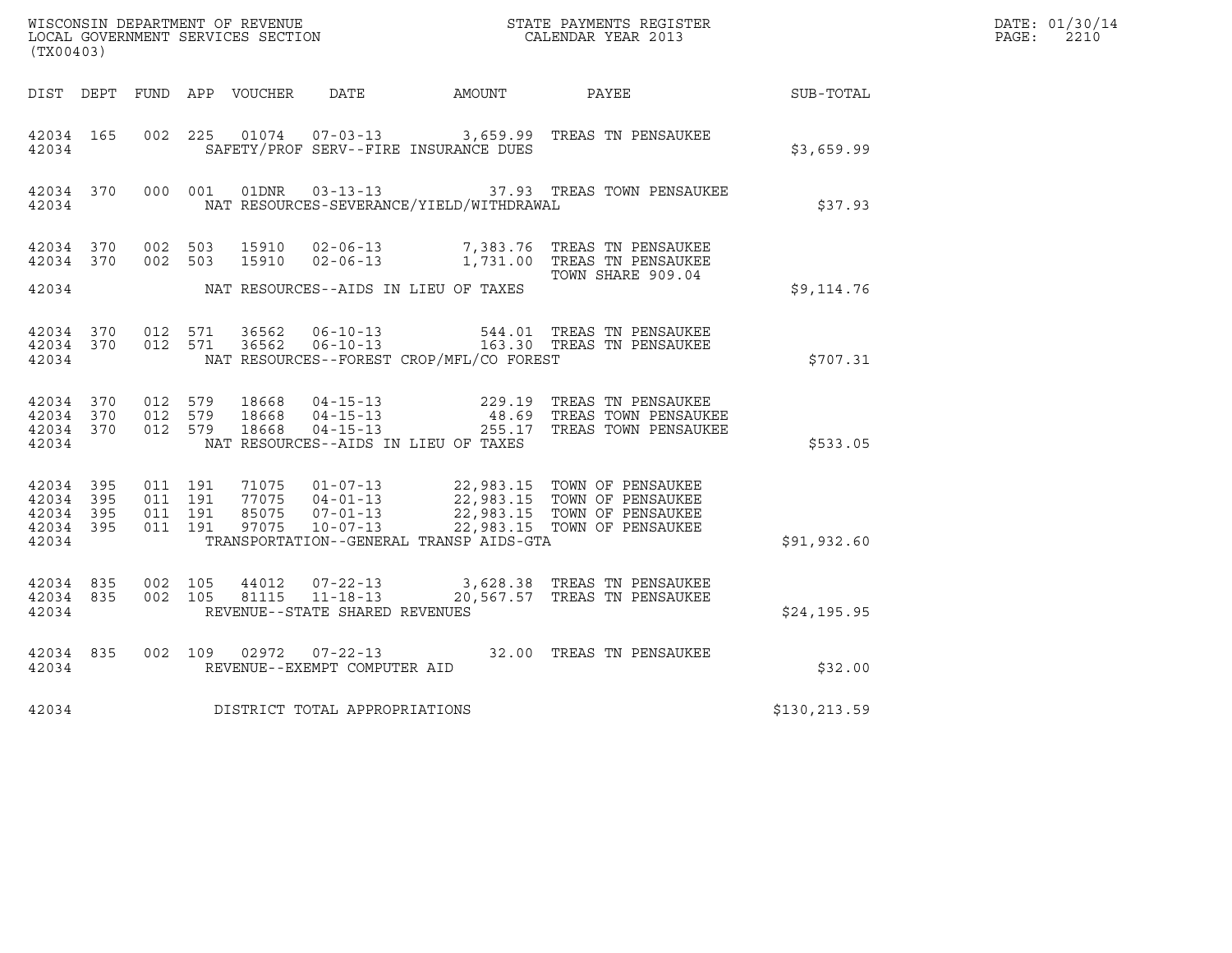WISCONSIN DEPARTMENT OF REVENUE
LOCAL GOVERNMENT SERVICES SECTION
(TX00403)

STATE PAYMENTS REGISTER
CALENDAR YEAR 2013

DATE: 01/30/14
PAGE: 2210

| DIST | DEPT | FUND | APP | VOUCHER | DATE | AMOUNT | PAYEE | SUB-TOTAL |
|---|---|---|---|---|---|---|---|---|
| 42034 | 165 | 002 | 225 | 01074 | 07-03-13 | 3,659.99 | TREAS TN PENSAUKEE | |
| 42034 | | | | | SAFETY/PROF SERV--FIRE INSURANCE DUES | | | $3,659.99 |
| 42034 | 370 | 000 | 001 | 01DNR | 03-13-13 | 37.93 | TREAS TOWN PENSAUKEE | |
| 42034 | | | | | NAT RESOURCES-SEVERANCE/YIELD/WITHDRAWAL | | | $37.93 |
| 42034 | 370 | 002 | 503 | 15910 | 02-06-13 | 7,383.76 | TREAS TN PENSAUKEE | |
| 42034 | 370 | 002 | 503 | 15910 | 02-06-13 | 1,731.00 | TREAS TN PENSAUKEE TOWN SHARE 909.04 | |
| 42034 | | | | | NAT RESOURCES--AIDS IN LIEU OF TAXES | | | $9,114.76 |
| 42034 | 370 | 012 | 571 | 36562 | 06-10-13 | 544.01 | TREAS TN PENSAUKEE | |
| 42034 | 370 | 012 | 571 | 36562 | 06-10-13 | 163.30 | TREAS TN PENSAUKEE | |
| 42034 | | | | | NAT RESOURCES--FOREST CROP/MFL/CO FOREST | | | $707.31 |
| 42034 | 370 | 012 | 579 | 18668 | 04-15-13 | 229.19 | TREAS TN PENSAUKEE | |
| 42034 | 370 | 012 | 579 | 18668 | 04-15-13 | 48.69 | TREAS TOWN PENSAUKEE | |
| 42034 | 370 | 012 | 579 | 18668 | 04-15-13 | 255.17 | TREAS TOWN PENSAUKEE | |
| 42034 | | | | | NAT RESOURCES--AIDS IN LIEU OF TAXES | | | $533.05 |
| 42034 | 395 | 011 | 191 | 71075 | 01-07-13 | 22,983.15 | TOWN OF PENSAUKEE | |
| 42034 | 395 | 011 | 191 | 77075 | 04-01-13 | 22,983.15 | TOWN OF PENSAUKEE | |
| 42034 | 395 | 011 | 191 | 85075 | 07-01-13 | 22,983.15 | TOWN OF PENSAUKEE | |
| 42034 | 395 | 011 | 191 | 97075 | 10-07-13 | 22,983.15 | TOWN OF PENSAUKEE | |
| 42034 | | | | | TRANSPORTATION--GENERAL TRANSP AIDS-GTA | | | $91,932.60 |
| 42034 | 835 | 002 | 105 | 44012 | 07-22-13 | 3,628.38 | TREAS TN PENSAUKEE | |
| 42034 | 835 | 002 | 105 | 81115 | 11-18-13 | 20,567.57 | TREAS TN PENSAUKEE | |
| 42034 | | | | | REVENUE--STATE SHARED REVENUES | | | $24,195.95 |
| 42034 | 835 | 002 | 109 | 02972 | 07-22-13 | 32.00 | TREAS TN PENSAUKEE | |
| 42034 | | | | | REVENUE--EXEMPT COMPUTER AID | | | $32.00 |
| 42034 | | | | | DISTRICT TOTAL APPROPRIATIONS | | | $130,213.59 |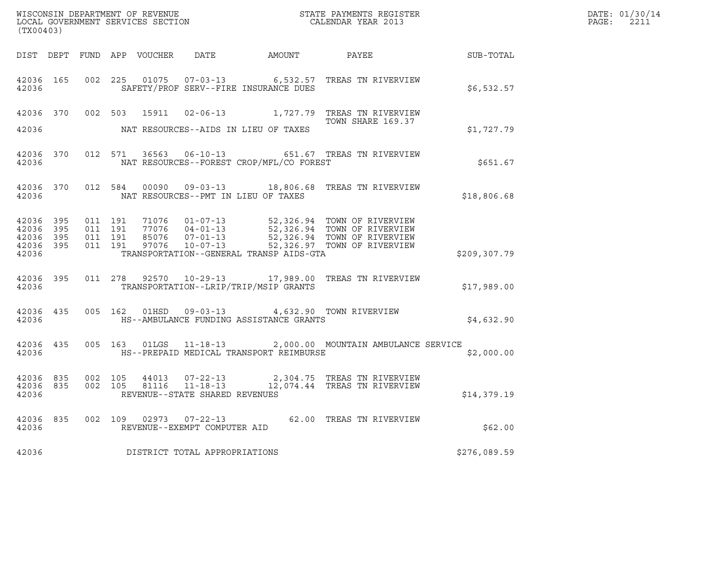WISCONSIN DEPARTMENT OF REVENUE
LOCAL GOVERNMENT SERVICES SECTION
(TX00403)

STATE PAYMENTS REGISTER
CALENDAR YEAR 2013

DATE: 01/30/14
PAGE: 2211

| DIST | DEPT | FUND | APP | VOUCHER | DATE | AMOUNT | PAYEE | SUB-TOTAL |
|---|---|---|---|---|---|---|---|---|
| 42036 | 165 | 002 | 225 | 01075 | 07-03-13 | 6,532.57 | TREAS TN RIVERVIEW | |
| 42036 | | | | SAFETY/PROF SERV--FIRE INSURANCE DUES | | | | $6,532.57 |
| 42036 | 370 | 002 | 503 | 15911 | 02-06-13 | 1,727.79 | TREAS TN RIVERVIEW TOWN SHARE 169.37 | |
| 42036 | | | | NAT RESOURCES--AIDS IN LIEU OF TAXES | | | | $1,727.79 |
| 42036 | 370 | 012 | 571 | 36563 | 06-10-13 | 651.67 | TREAS TN RIVERVIEW | |
| 42036 | | | | NAT RESOURCES--FOREST CROP/MFL/CO FOREST | | | | $651.67 |
| 42036 | 370 | 012 | 584 | 00090 | 09-03-13 | 18,806.68 | TREAS TN RIVERVIEW | |
| 42036 | | | | NAT RESOURCES--PMT IN LIEU OF TAXES | | | | $18,806.68 |
| 42036 | 395 | 011 | 191 | 71076 | 01-07-13 | 52,326.94 | TOWN OF RIVERVIEW | |
| 42036 | 395 | 011 | 191 | 77076 | 04-01-13 | 52,326.94 | TOWN OF RIVERVIEW | |
| 42036 | 395 | 011 | 191 | 85076 | 07-01-13 | 52,326.94 | TOWN OF RIVERVIEW | |
| 42036 | 395 | 011 | 191 | 97076 | 10-07-13 | 52,326.97 | TOWN OF RIVERVIEW | |
| 42036 | | | | TRANSPORTATION--GENERAL TRANSP AIDS-GTA | | | | $209,307.79 |
| 42036 | 395 | 011 | 278 | 92570 | 10-29-13 | 17,989.00 | TREAS TN RIVERVIEW | |
| 42036 | | | | TRANSPORTATION--LRIP/TRIP/MSIP GRANTS | | | | $17,989.00 |
| 42036 | 435 | 005 | 162 | 01HSD | 09-03-13 | 4,632.90 | TOWN RIVERVIEW | |
| 42036 | | | | HS--AMBULANCE FUNDING ASSISTANCE GRANTS | | | | $4,632.90 |
| 42036 | 435 | 005 | 163 | 01LGS | 11-18-13 | 2,000.00 | MOUNTAIN AMBULANCE SERVICE | |
| 42036 | | | | HS--PREPAID MEDICAL TRANSPORT REIMBURSE | | | | $2,000.00 |
| 42036 | 835 | 002 | 105 | 44013 | 07-22-13 | 2,304.75 | TREAS TN RIVERVIEW | |
| 42036 | 835 | 002 | 105 | 81116 | 11-18-13 | 12,074.44 | TREAS TN RIVERVIEW | |
| 42036 | | | | REVENUE--STATE SHARED REVENUES | | | | $14,379.19 |
| 42036 | 835 | 002 | 109 | 02973 | 07-22-13 | 62.00 | TREAS TN RIVERVIEW | |
| 42036 | | | | REVENUE--EXEMPT COMPUTER AID | | | | $62.00 |
| 42036 | | | | DISTRICT TOTAL APPROPRIATIONS | | | | $276,089.59 |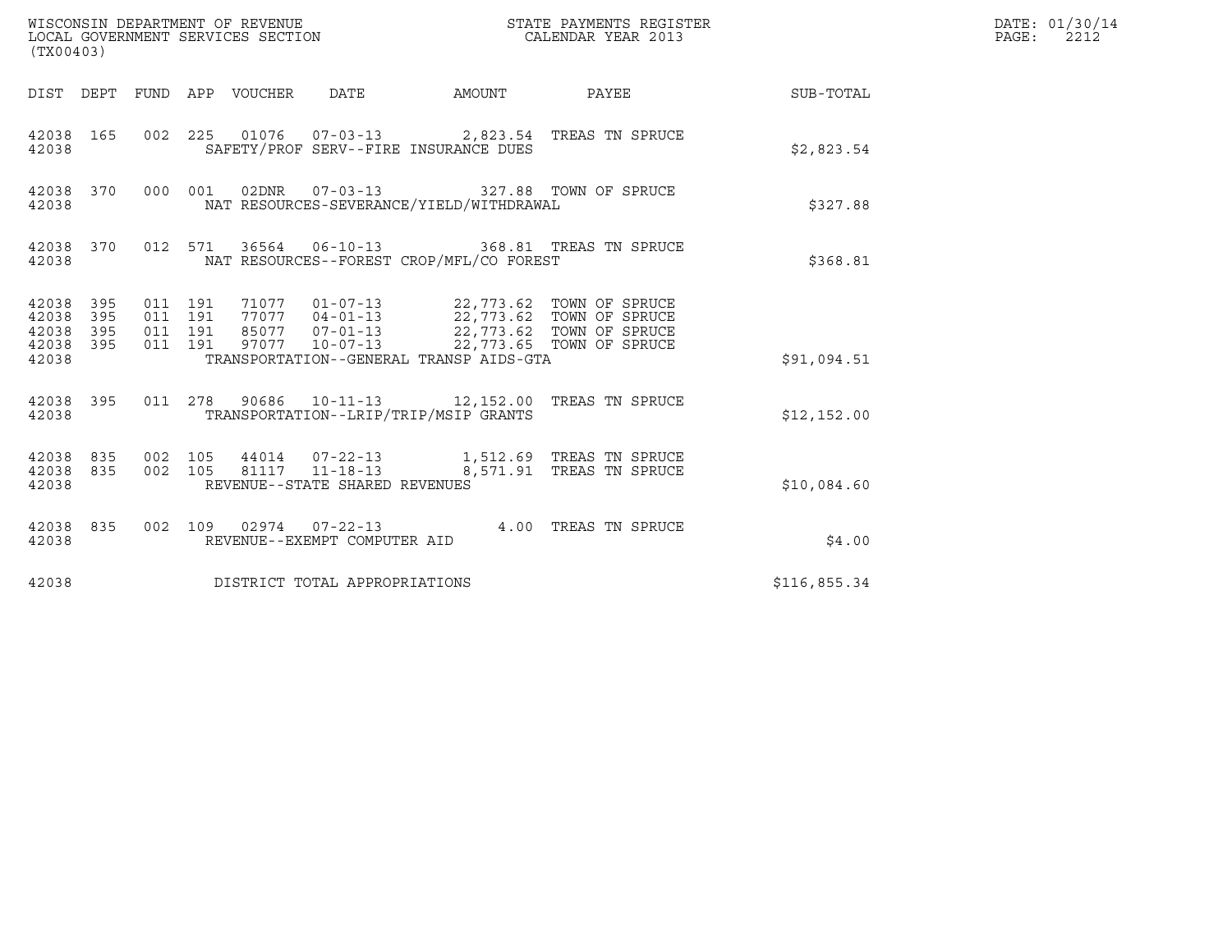WISCONSIN DEPARTMENT OF REVENUE
LOCAL GOVERNMENT SERVICES SECTION
(TX00403)

STATE PAYMENTS REGISTER
CALENDAR YEAR 2013

| DIST | DEPT | FUND | APP | VOUCHER | DATE | AMOUNT | PAYEE | SUB-TOTAL |
|---|---|---|---|---|---|---|---|---|
| 42038 | 165 | 002 | 225 | 01076 | 07-03-13 | 2,823.54 | TREAS TN SPRUCE | |
| 42038 | | | | SAFETY/PROF SERV--FIRE INSURANCE DUES | | | | $2,823.54 |
| 42038 | 370 | 000 | 001 | 02DNR | 07-03-13 | 327.88 | TOWN OF SPRUCE | |
| 42038 | | | | NAT RESOURCES-SEVERANCE/YIELD/WITHDRAWAL | | | | $327.88 |
| 42038 | 370 | 012 | 571 | 36564 | 06-10-13 | 368.81 | TREAS TN SPRUCE | |
| 42038 | | | | NAT RESOURCES--FOREST CROP/MFL/CO FOREST | | | | $368.81 |
| 42038 | 395 | 011 | 191 | 71077 | 01-07-13 | 22,773.62 | TOWN OF SPRUCE | |
| 42038 | 395 | 011 | 191 | 77077 | 04-01-13 | 22,773.62 | TOWN OF SPRUCE | |
| 42038 | 395 | 011 | 191 | 85077 | 07-01-13 | 22,773.62 | TOWN OF SPRUCE | |
| 42038 | 395 | 011 | 191 | 97077 | 10-07-13 | 22,773.65 | TOWN OF SPRUCE | |
| 42038 | | | | TRANSPORTATION--GENERAL TRANSP AIDS-GTA | | | | $91,094.51 |
| 42038 | 395 | 011 | 278 | 90686 | 10-11-13 | 12,152.00 | TREAS TN SPRUCE | |
| 42038 | | | | TRANSPORTATION--LRIP/TRIP/MSIP GRANTS | | | | $12,152.00 |
| 42038 | 835 | 002 | 105 | 44014 | 07-22-13 | 1,512.69 | TREAS TN SPRUCE | |
| 42038 | 835 | 002 | 105 | 81117 | 11-18-13 | 8,571.91 | TREAS TN SPRUCE | |
| 42038 | | | | REVENUE--STATE SHARED REVENUES | | | | $10,084.60 |
| 42038 | 835 | 002 | 109 | 02974 | 07-22-13 | 4.00 | TREAS TN SPRUCE | |
| 42038 | | | | REVENUE--EXEMPT COMPUTER AID | | | | $4.00 |
| 42038 | | | | DISTRICT TOTAL APPROPRIATIONS | | | | $116,855.34 |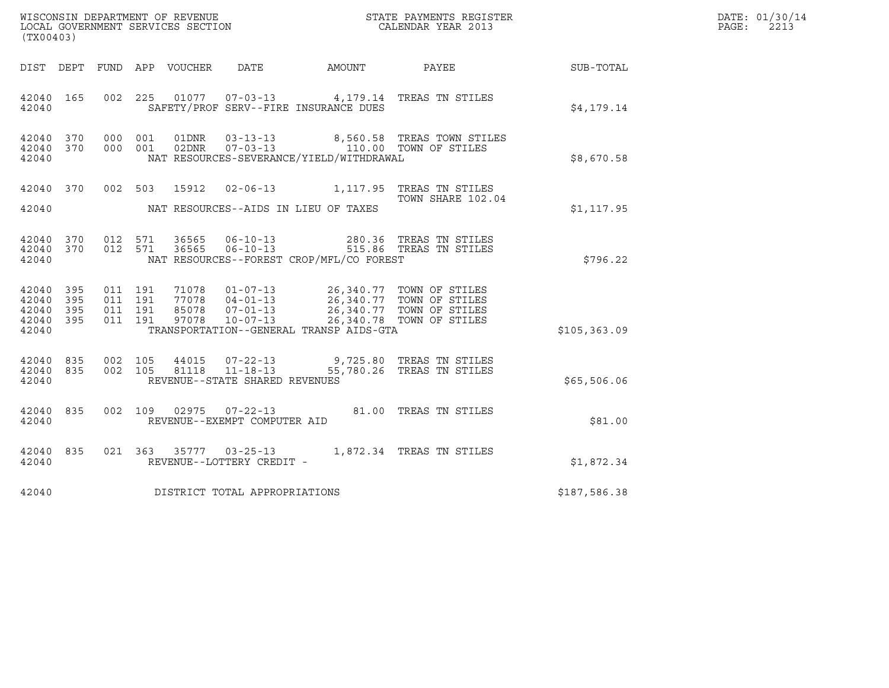WISCONSIN DEPARTMENT OF REVENUE
LOCAL GOVERNMENT SERVICES SECTION
(TX00403)

STATE PAYMENTS REGISTER
CALENDAR YEAR 2013

DATE: 01/30/14
PAGE: 2213

| DIST | DEPT | FUND | APP | VOUCHER | DATE | AMOUNT | PAYEE | SUB-TOTAL |
|---|---|---|---|---|---|---|---|---|
| 42040 | 165 | 002 | 225 | 01077 | 07-03-13 | 4,179.14 | TREAS TN STILES | |
| 42040 | | | | SAFETY/PROF SERV--FIRE INSURANCE DUES | | | | $4,179.14 |
| 42040 | 370 | 000 | 001 | 01DNR | 03-13-13 | 8,560.58 | TREAS TOWN STILES | |
| 42040 | 370 | 000 | 001 | 02DNR | 07-03-13 | 110.00 | TOWN OF STILES | |
| 42040 | | | | NAT RESOURCES-SEVERANCE/YIELD/WITHDRAWAL | | | | $8,670.58 |
| 42040 | 370 | 002 | 503 | 15912 | 02-06-13 | 1,117.95 | TREAS TN STILES<br>TOWN SHARE 102.04 | |
| 42040 | | | | NAT RESOURCES--AIDS IN LIEU OF TAXES | | | | $1,117.95 |
| 42040 | 370 | 012 | 571 | 36565 | 06-10-13 | 280.36 | TREAS TN STILES | |
| 42040 | 370 | 012 | 571 | 36565 | 06-10-13 | 515.86 | TREAS TN STILES | |
| 42040 | | | | NAT RESOURCES--FOREST CROP/MFL/CO FOREST | | | | $796.22 |
| 42040 | 395 | 011 | 191 | 71078 | 01-07-13 | 26,340.77 | TOWN OF STILES | |
| 42040 | 395 | 011 | 191 | 77078 | 04-01-13 | 26,340.77 | TOWN OF STILES | |
| 42040 | 395 | 011 | 191 | 85078 | 07-01-13 | 26,340.77 | TOWN OF STILES | |
| 42040 | 395 | 011 | 191 | 97078 | 10-07-13 | 26,340.78 | TOWN OF STILES | |
| 42040 | | | | TRANSPORTATION--GENERAL TRANSP AIDS-GTA | | | | $105,363.09 |
| 42040 | 835 | 002 | 105 | 44015 | 07-22-13 | 9,725.80 | TREAS TN STILES | |
| 42040 | 835 | 002 | 105 | 81118 | 11-18-13 | 55,780.26 | TREAS TN STILES | |
| 42040 | | | | REVENUE--STATE SHARED REVENUES | | | | $65,506.06 |
| 42040 | 835 | 002 | 109 | 02975 | 07-22-13 | 81.00 | TREAS TN STILES | |
| 42040 | | | | REVENUE--EXEMPT COMPUTER AID | | | | $81.00 |
| 42040 | 835 | 021 | 363 | 35777 | 03-25-13 | 1,872.34 | TREAS TN STILES | |
| 42040 | | | | REVENUE--LOTTERY CREDIT - | | | | $1,872.34 |
| 42040 | | | | DISTRICT TOTAL APPROPRIATIONS | | | | $187,586.38 |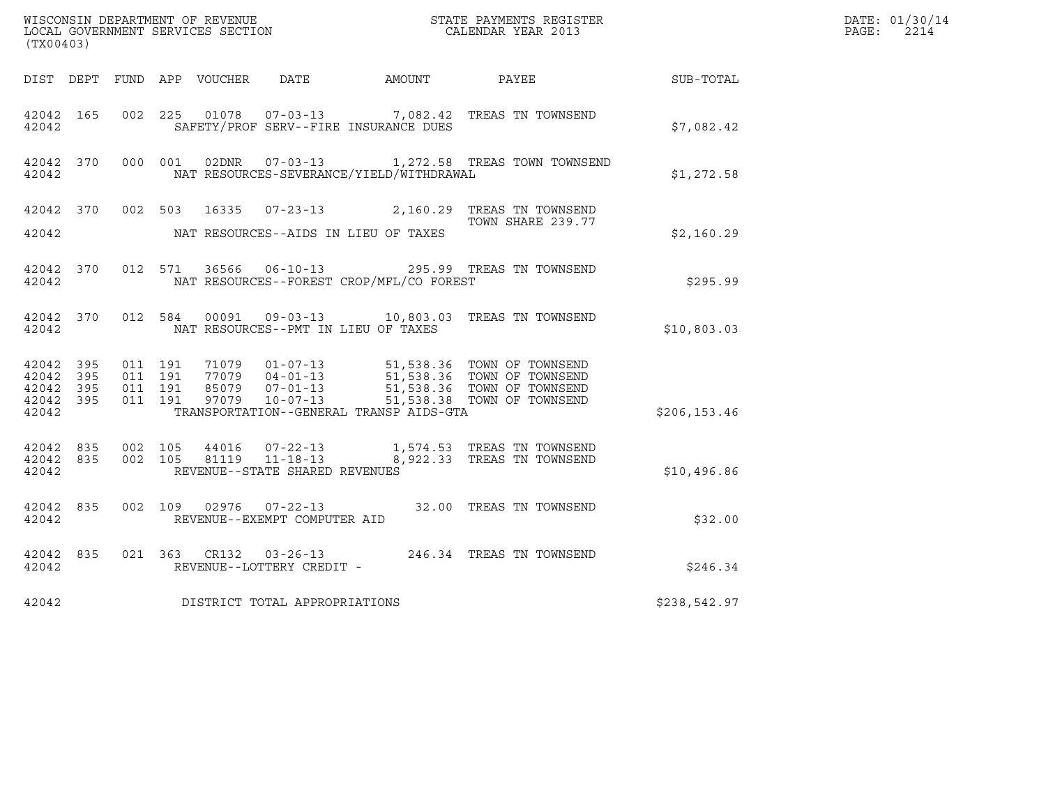WISCONSIN DEPARTMENT OF REVENUE
LOCAL GOVERNMENT SERVICES SECTION
(TX00403)

STATE PAYMENTS REGISTER
CALENDAR YEAR 2013

DATE: 01/30/14
PAGE: 2214

| DIST | DEPT | FUND | APP | VOUCHER | DATE | AMOUNT | PAYEE | SUB-TOTAL |
|---|---|---|---|---|---|---|---|---|
| 42042 | 165 | 002 | 225 | 01078 | 07-03-13 | 7,082.42 | TREAS TN TOWNSEND | |
| 42042 | | | | SAFETY/PROF SERV--FIRE INSURANCE DUES | | | | $7,082.42 |
| 42042 | 370 | 000 | 001 | 02DNR | 07-03-13 | 1,272.58 | TREAS TOWN TOWNSEND | |
| 42042 | | | | NAT RESOURCES-SEVERANCE/YIELD/WITHDRAWAL | | | | $1,272.58 |
| 42042 | 370 | 002 | 503 | 16335 | 07-23-13 | 2,160.29 | TREAS TN TOWNSEND TOWN SHARE 239.77 | |
| 42042 | | | | NAT RESOURCES--AIDS IN LIEU OF TAXES | | | | $2,160.29 |
| 42042 | 370 | 012 | 571 | 36566 | 06-10-13 | 295.99 | TREAS TN TOWNSEND | |
| 42042 | | | | NAT RESOURCES--FOREST CROP/MFL/CO FOREST | | | | $295.99 |
| 42042 | 370 | 012 | 584 | 00091 | 09-03-13 | 10,803.03 | TREAS TN TOWNSEND | |
| 42042 | | | | NAT RESOURCES--PMT IN LIEU OF TAXES | | | | $10,803.03 |
| 42042 | 395 | 011 | 191 | 71079 | 01-07-13 | 51,538.36 | TOWN OF TOWNSEND | |
| 42042 | 395 | 011 | 191 | 77079 | 04-01-13 | 51,538.36 | TOWN OF TOWNSEND | |
| 42042 | 395 | 011 | 191 | 85079 | 07-01-13 | 51,538.36 | TOWN OF TOWNSEND | |
| 42042 | 395 | 011 | 191 | 97079 | 10-07-13 | 51,538.38 | TOWN OF TOWNSEND | |
| 42042 | | | | TRANSPORTATION--GENERAL TRANSP AIDS-GTA | | | | $206,153.46 |
| 42042 | 835 | 002 | 105 | 44016 | 07-22-13 | 1,574.53 | TREAS TN TOWNSEND | |
| 42042 | 835 | 002 | 105 | 81119 | 11-18-13 | 8,922.33 | TREAS TN TOWNSEND | |
| 42042 | | | | REVENUE--STATE SHARED REVENUES | | | | $10,496.86 |
| 42042 | 835 | 002 | 109 | 02976 | 07-22-13 | 32.00 | TREAS TN TOWNSEND | |
| 42042 | | | | REVENUE--EXEMPT COMPUTER AID | | | | $32.00 |
| 42042 | 835 | 021 | 363 | CR132 | 03-26-13 | 246.34 | TREAS TN TOWNSEND | |
| 42042 | | | | REVENUE--LOTTERY CREDIT - | | | | $246.34 |
| 42042 | | | | DISTRICT TOTAL APPROPRIATIONS | | | | $238,542.97 |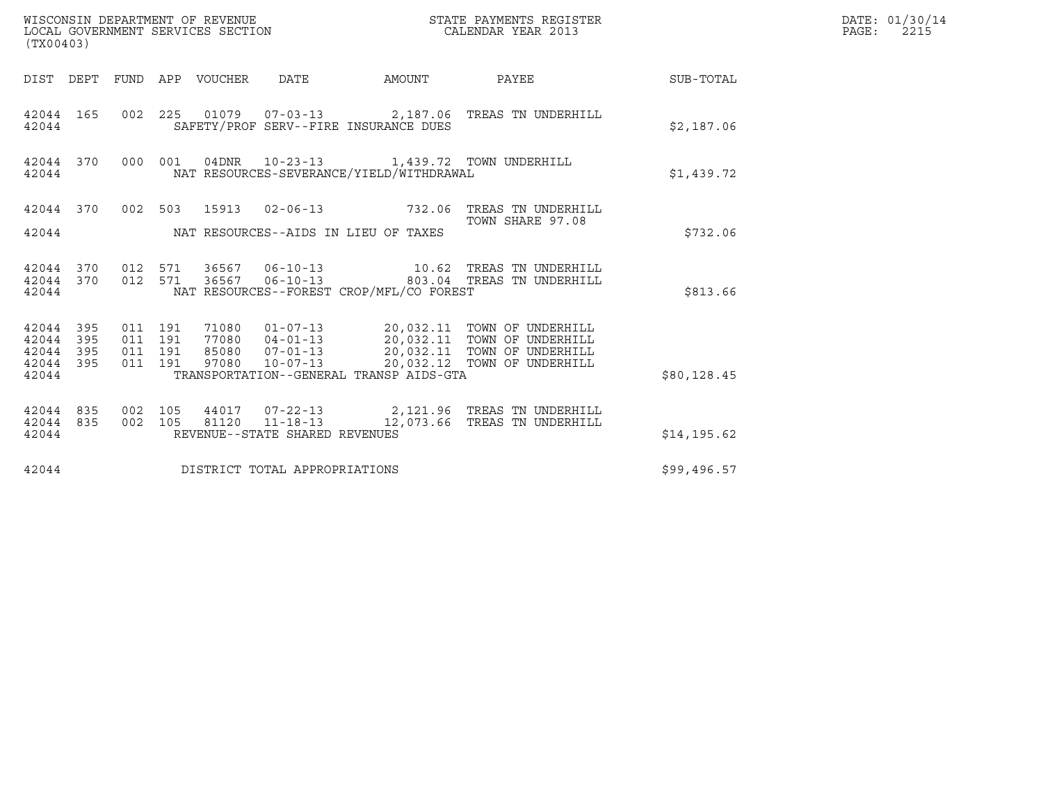WISCONSIN DEPARTMENT OF REVENUE
LOCAL GOVERNMENT SERVICES SECTION
(TX00403)

STATE PAYMENTS REGISTER
CALENDAR YEAR 2013

| DIST | DEPT | FUND | APP | VOUCHER | DATE | AMOUNT | PAYEE | SUB-TOTAL |
|---|---|---|---|---|---|---|---|---|
| 42044 | 165 | 002 | 225 | 01079 | 07-03-13 | 2,187.06 | TREAS TN UNDERHILL | |
| 42044 | | | | SAFETY/PROF SERV--FIRE INSURANCE DUES | | | | $2,187.06 |
| 42044 | 370 | 000 | 001 | 04DNR | 10-23-13 | 1,439.72 | TOWN UNDERHILL | |
| 42044 | | | | NAT RESOURCES-SEVERANCE/YIELD/WITHDRAWAL | | | | $1,439.72 |
| 42044 | 370 | 002 | 503 | 15913 | 02-06-13 | 732.06 | TREAS TN UNDERHILL TOWN SHARE 97.08 | |
| 42044 | | | | NAT RESOURCES--AIDS IN LIEU OF TAXES | | | | $732.06 |
| 42044 | 370 | 012 | 571 | 36567 | 06-10-13 | 10.62 | TREAS TN UNDERHILL | |
| 42044 | 370 | 012 | 571 | 36567 | 06-10-13 | 803.04 | TREAS TN UNDERHILL | |
| 42044 | | | | NAT RESOURCES--FOREST CROP/MFL/CO FOREST | | | | $813.66 |
| 42044 | 395 | 011 | 191 | 71080 | 01-07-13 | 20,032.11 | TOWN OF UNDERHILL | |
| 42044 | 395 | 011 | 191 | 77080 | 04-01-13 | 20,032.11 | TOWN OF UNDERHILL | |
| 42044 | 395 | 011 | 191 | 85080 | 07-01-13 | 20,032.11 | TOWN OF UNDERHILL | |
| 42044 | 395 | 011 | 191 | 97080 | 10-07-13 | 20,032.12 | TOWN OF UNDERHILL | |
| 42044 | | | | TRANSPORTATION--GENERAL TRANSP AIDS-GTA | | | | $80,128.45 |
| 42044 | 835 | 002 | 105 | 44017 | 07-22-13 | 2,121.96 | TREAS TN UNDERHILL | |
| 42044 | 835 | 002 | 105 | 81120 | 11-18-13 | 12,073.66 | TREAS TN UNDERHILL | |
| 42044 | | | | REVENUE--STATE SHARED REVENUES | | | | $14,195.62 |
| 42044 | | | | DISTRICT TOTAL APPROPRIATIONS | | | | $99,496.57 |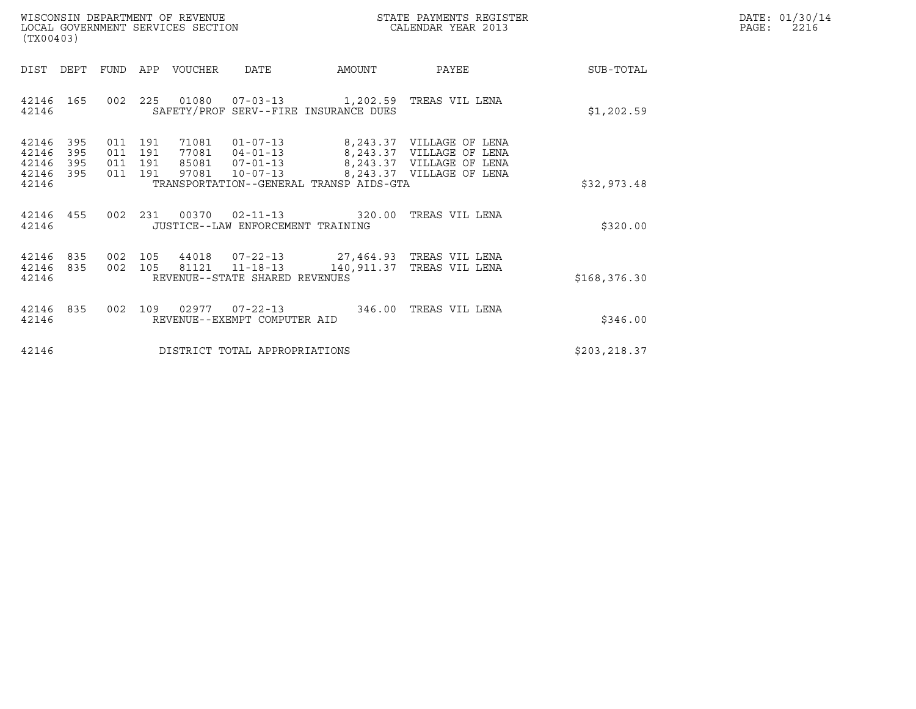WISCONSIN DEPARTMENT OF REVENUE
LOCAL GOVERNMENT SERVICES SECTION
(TX00403)

STATE PAYMENTS REGISTER
CALENDAR YEAR 2013

DATE: 01/30/14
PAGE: 2216

| DIST | DEPT | FUND | APP | VOUCHER | DATE | AMOUNT | PAYEE | SUB-TOTAL |
|---|---|---|---|---|---|---|---|---|
| 42146 | 165 | 002 | 225 | 01080 | 07-03-13 | 1,202.59 | TREAS VIL LENA | |
| 42146 | | | | SAFETY/PROF SERV--FIRE INSURANCE DUES | | | | $1,202.59 |
| 42146 | 395 | 011 | 191 | 71081 | 01-07-13 | 8,243.37 | VILLAGE OF LENA | |
| 42146 | 395 | 011 | 191 | 77081 | 04-01-13 | 8,243.37 | VILLAGE OF LENA | |
| 42146 | 395 | 011 | 191 | 85081 | 07-01-13 | 8,243.37 | VILLAGE OF LENA | |
| 42146 | 395 | 011 | 191 | 97081 | 10-07-13 | 8,243.37 | VILLAGE OF LENA | |
| 42146 | | | | TRANSPORTATION--GENERAL TRANSP AIDS-GTA | | | | $32,973.48 |
| 42146 | 455 | 002 | 231 | 00370 | 02-11-13 | 320.00 | TREAS VIL LENA | |
| 42146 | | | | JUSTICE--LAW ENFORCEMENT TRAINING | | | | $320.00 |
| 42146 | 835 | 002 | 105 | 44018 | 07-22-13 | 27,464.93 | TREAS VIL LENA | |
| 42146 | 835 | 002 | 105 | 81121 | 11-18-13 | 140,911.37 | TREAS VIL LENA | |
| 42146 | | | | REVENUE--STATE SHARED REVENUES | | | | $168,376.30 |
| 42146 | 835 | 002 | 109 | 02977 | 07-22-13 | 346.00 | TREAS VIL LENA | |
| 42146 | | | | REVENUE--EXEMPT COMPUTER AID | | | | $346.00 |
| 42146 | | | | DISTRICT TOTAL APPROPRIATIONS | | | | $203,218.37 |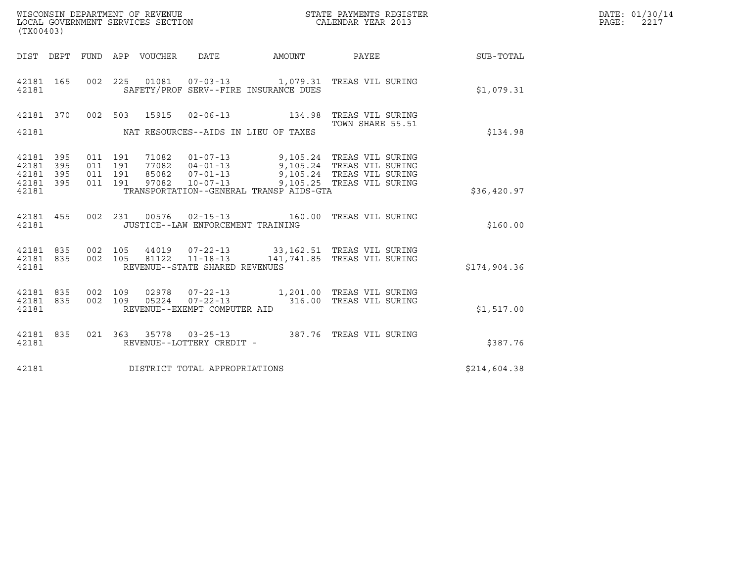WISCONSIN DEPARTMENT OF REVENUE
LOCAL GOVERNMENT SERVICES SECTION
(TX00403)

STATE PAYMENTS REGISTER
CALENDAR YEAR 2013

DATE: 01/30/14
PAGE: 2217

| DIST | DEPT | FUND | APP | VOUCHER | DATE | AMOUNT | PAYEE | SUB-TOTAL |
|---|---|---|---|---|---|---|---|---|
| 42181 | 165 | 002 | 225 | 01081 | 07-03-13 | 1,079.31 | TREAS VIL SURING | |
| 42181 | | | | | SAFETY/PROF SERV--FIRE INSURANCE DUES | | | $1,079.31 |
| 42181 | 370 | 002 | 503 | 15915 | 02-06-13 | 134.98 | TREAS VIL SURING TOWN SHARE 55.51 | |
| 42181 | | | | | NAT RESOURCES--AIDS IN LIEU OF TAXES | | | $134.98 |
| 42181 | 395 | 011 | 191 | 71082 | 01-07-13 | 9,105.24 | TREAS VIL SURING | |
| 42181 | 395 | 011 | 191 | 77082 | 04-01-13 | 9,105.24 | TREAS VIL SURING | |
| 42181 | 395 | 011 | 191 | 85082 | 07-01-13 | 9,105.24 | TREAS VIL SURING | |
| 42181 | 395 | 011 | 191 | 97082 | 10-07-13 | 9,105.25 | TREAS VIL SURING | |
| 42181 | | | | | TRANSPORTATION--GENERAL TRANSP AIDS-GTA | | | $36,420.97 |
| 42181 | 455 | 002 | 231 | 00576 | 02-15-13 | 160.00 | TREAS VIL SURING | |
| 42181 | | | | | JUSTICE--LAW ENFORCEMENT TRAINING | | | $160.00 |
| 42181 | 835 | 002 | 105 | 44019 | 07-22-13 | 33,162.51 | TREAS VIL SURING | |
| 42181 | 835 | 002 | 105 | 81122 | 11-18-13 | 141,741.85 | TREAS VIL SURING | |
| 42181 | | | | | REVENUE--STATE SHARED REVENUES | | | $174,904.36 |
| 42181 | 835 | 002 | 109 | 02978 | 07-22-13 | 1,201.00 | TREAS VIL SURING | |
| 42181 | 835 | 002 | 109 | 05224 | 07-22-13 | 316.00 | TREAS VIL SURING | |
| 42181 | | | | | REVENUE--EXEMPT COMPUTER AID | | | $1,517.00 |
| 42181 | 835 | 021 | 363 | 35778 | 03-25-13 | 387.76 | TREAS VIL SURING | |
| 42181 | | | | | REVENUE--LOTTERY CREDIT - | | | $387.76 |
| 42181 | | | | | DISTRICT TOTAL APPROPRIATIONS | | | $214,604.38 |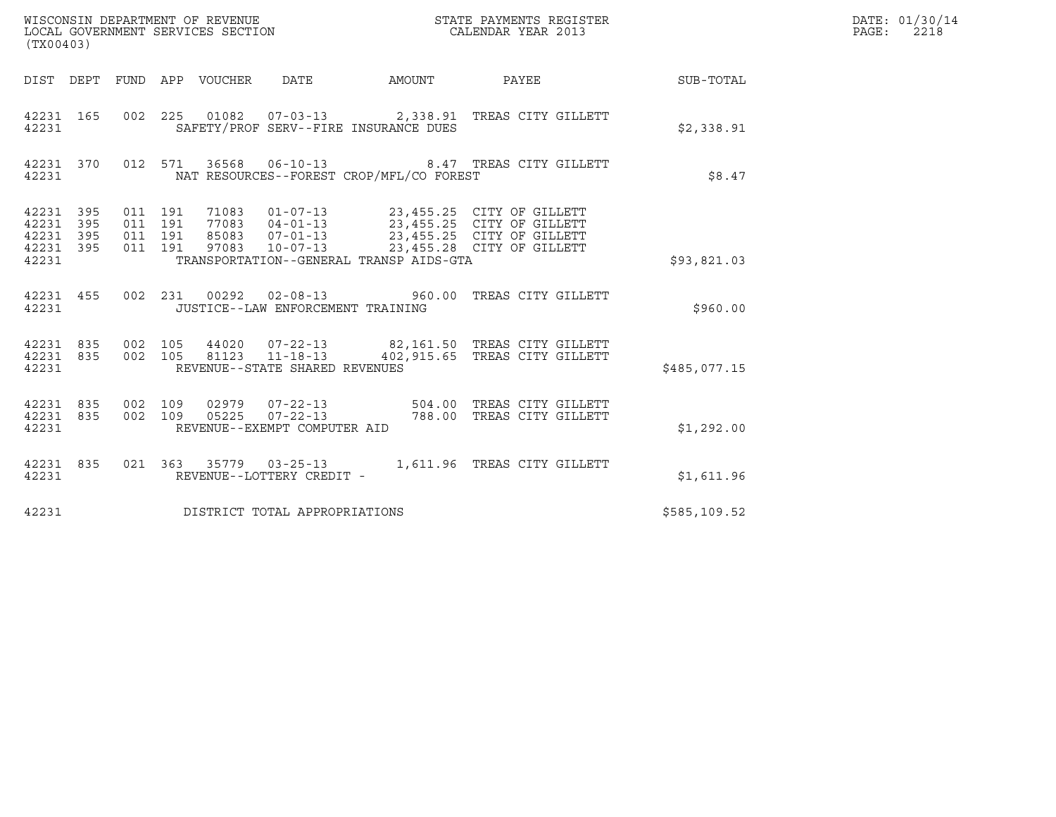WISCONSIN DEPARTMENT OF REVENUE
LOCAL GOVERNMENT SERVICES SECTION
(TX00403)

STATE PAYMENTS REGISTER
CALENDAR YEAR 2013

DATE: 01/30/14
PAGE: 2218

| DIST | DEPT | FUND | APP | VOUCHER | DATE | AMOUNT | PAYEE | SUB-TOTAL |
|---|---|---|---|---|---|---|---|---|
| 42231 | 165 | 002 | 225 | 01082 | 07-03-13 | 2,338.91 | TREAS CITY GILLETT | |
| 42231 | | | | SAFETY/PROF SERV--FIRE INSURANCE DUES | | | | $2,338.91 |
| 42231 | 370 | 012 | 571 | 36568 | 06-10-13 | 8.47 | TREAS CITY GILLETT | |
| 42231 | | | | NAT RESOURCES--FOREST CROP/MFL/CO FOREST | | | | $8.47 |
| 42231 | 395 | 011 | 191 | 71083 | 01-07-13 | 23,455.25 | CITY OF GILLETT | |
| 42231 | 395 | 011 | 191 | 77083 | 04-01-13 | 23,455.25 | CITY OF GILLETT | |
| 42231 | 395 | 011 | 191 | 85083 | 07-01-13 | 23,455.25 | CITY OF GILLETT | |
| 42231 | 395 | 011 | 191 | 97083 | 10-07-13 | 23,455.28 | CITY OF GILLETT | |
| 42231 | | | | TRANSPORTATION--GENERAL TRANSP AIDS-GTA | | | | $93,821.03 |
| 42231 | 455 | 002 | 231 | 00292 | 02-08-13 | 960.00 | TREAS CITY GILLETT | |
| 42231 | | | | JUSTICE--LAW ENFORCEMENT TRAINING | | | | $960.00 |
| 42231 | 835 | 002 | 105 | 44020 | 07-22-13 | 82,161.50 | TREAS CITY GILLETT | |
| 42231 | 835 | 002 | 105 | 81123 | 11-18-13 | 402,915.65 | TREAS CITY GILLETT | |
| 42231 | | | | REVENUE--STATE SHARED REVENUES | | | | $485,077.15 |
| 42231 | 835 | 002 | 109 | 02979 | 07-22-13 | 504.00 | TREAS CITY GILLETT | |
| 42231 | 835 | 002 | 109 | 05225 | 07-22-13 | 788.00 | TREAS CITY GILLETT | |
| 42231 | | | | REVENUE--EXEMPT COMPUTER AID | | | | $1,292.00 |
| 42231 | 835 | 021 | 363 | 35779 | 03-25-13 | 1,611.96 | TREAS CITY GILLETT | |
| 42231 | | | | REVENUE--LOTTERY CREDIT - | | | | $1,611.96 |
| 42231 | | | | DISTRICT TOTAL APPROPRIATIONS | | | | $585,109.52 |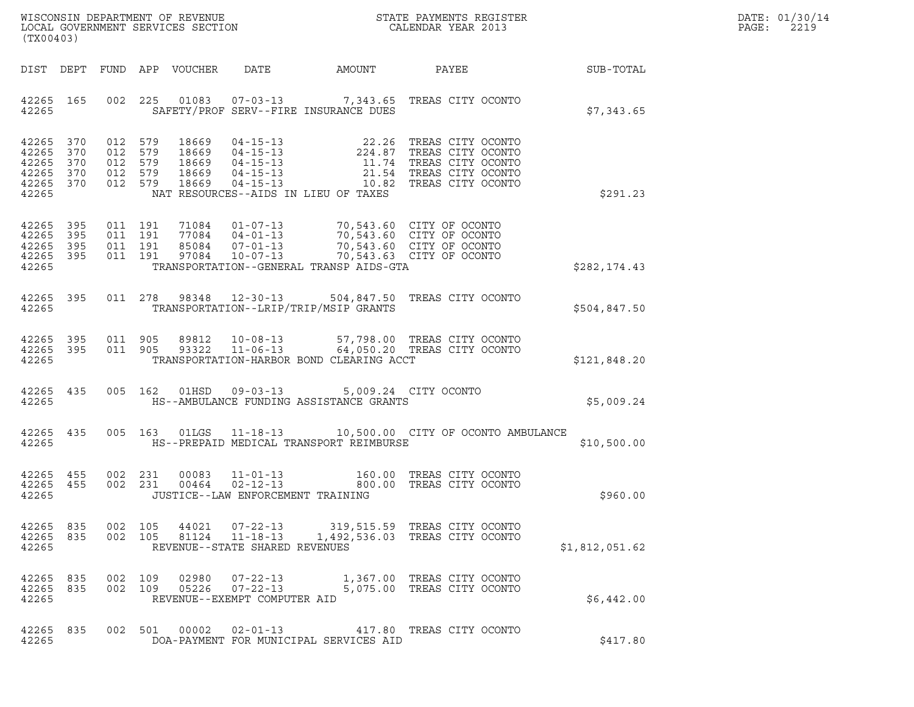WISCONSIN DEPARTMENT OF REVENUE
LOCAL GOVERNMENT SERVICES SECTION
(TX00403)

STATE PAYMENTS REGISTER
CALENDAR YEAR 2013

DATE: 01/30/14
PAGE: 2219

| DIST | DEPT | FUND | APP | VOUCHER | DATE | AMOUNT | PAYEE | SUB-TOTAL |
|---|---|---|---|---|---|---|---|---|
| 42265 | 165 | 002 | 225 | 01083 | 07-03-13 | 7,343.65 | TREAS CITY OCONTO | |
| 42265 | | | | SAFETY/PROF SERV--FIRE INSURANCE DUES | | | | $7,343.65 |
| 42265 | 370 | 012 | 579 | 18669 | 04-15-13 | 22.26 | TREAS CITY OCONTO | |
| 42265 | 370 | 012 | 579 | 18669 | 04-15-13 | 224.87 | TREAS CITY OCONTO | |
| 42265 | 370 | 012 | 579 | 18669 | 04-15-13 | 11.74 | TREAS CITY OCONTO | |
| 42265 | 370 | 012 | 579 | 18669 | 04-15-13 | 21.54 | TREAS CITY OCONTO | |
| 42265 | 370 | 012 | 579 | 18669 | 04-15-13 | 10.82 | TREAS CITY OCONTO | |
| 42265 | | | | NAT RESOURCES--AIDS IN LIEU OF TAXES | | | | $291.23 |
| 42265 | 395 | 011 | 191 | 71084 | 01-07-13 | 70,543.60 | CITY OF OCONTO | |
| 42265 | 395 | 011 | 191 | 77084 | 04-01-13 | 70,543.60 | CITY OF OCONTO | |
| 42265 | 395 | 011 | 191 | 85084 | 07-01-13 | 70,543.60 | CITY OF OCONTO | |
| 42265 | 395 | 011 | 191 | 97084 | 10-07-13 | 70,543.63 | CITY OF OCONTO | |
| 42265 | | | | TRANSPORTATION--GENERAL TRANSP AIDS-GTA | | | | $282,174.43 |
| 42265 | 395 | 011 | 278 | 98348 | 12-30-13 | 504,847.50 | TREAS CITY OCONTO | |
| 42265 | | | | TRANSPORTATION--LRIP/TRIP/MSIP GRANTS | | | | $504,847.50 |
| 42265 | 395 | 011 | 905 | 89812 | 10-08-13 | 57,798.00 | TREAS CITY OCONTO | |
| 42265 | 395 | 011 | 905 | 93322 | 11-06-13 | 64,050.20 | TREAS CITY OCONTO | |
| 42265 | | | | TRANSPORTATION-HARBOR BOND CLEARING ACCT | | | | $121,848.20 |
| 42265 | 435 | 005 | 162 | 01HSD | 09-03-13 | 5,009.24 | CITY OCONTO | |
| 42265 | | | | HS--AMBULANCE FUNDING ASSISTANCE GRANTS | | | | $5,009.24 |
| 42265 | 435 | 005 | 163 | 01LGS | 11-18-13 | 10,500.00 | CITY OF OCONTO AMBULANCE | |
| 42265 | | | | HS--PREPAID MEDICAL TRANSPORT REIMBURSE | | | | $10,500.00 |
| 42265 | 455 | 002 | 231 | 00083 | 11-01-13 | 160.00 | TREAS CITY OCONTO | |
| 42265 | 455 | 002 | 231 | 00464 | 02-12-13 | 800.00 | TREAS CITY OCONTO | |
| 42265 | | | | JUSTICE--LAW ENFORCEMENT TRAINING | | | | $960.00 |
| 42265 | 835 | 002 | 105 | 44021 | 07-22-13 | 319,515.59 | TREAS CITY OCONTO | |
| 42265 | 835 | 002 | 105 | 81124 | 11-18-13 | 1,492,536.03 | TREAS CITY OCONTO | |
| 42265 | | | | REVENUE--STATE SHARED REVENUES | | | | $1,812,051.62 |
| 42265 | 835 | 002 | 109 | 02980 | 07-22-13 | 1,367.00 | TREAS CITY OCONTO | |
| 42265 | 835 | 002 | 109 | 05226 | 07-22-13 | 5,075.00 | TREAS CITY OCONTO | |
| 42265 | | | | REVENUE--EXEMPT COMPUTER AID | | | | $6,442.00 |
| 42265 | 835 | 002 | 501 | 00002 | 02-01-13 | 417.80 | TREAS CITY OCONTO | |
| 42265 | | | | DOA-PAYMENT FOR MUNICIPAL SERVICES AID | | | | $417.80 |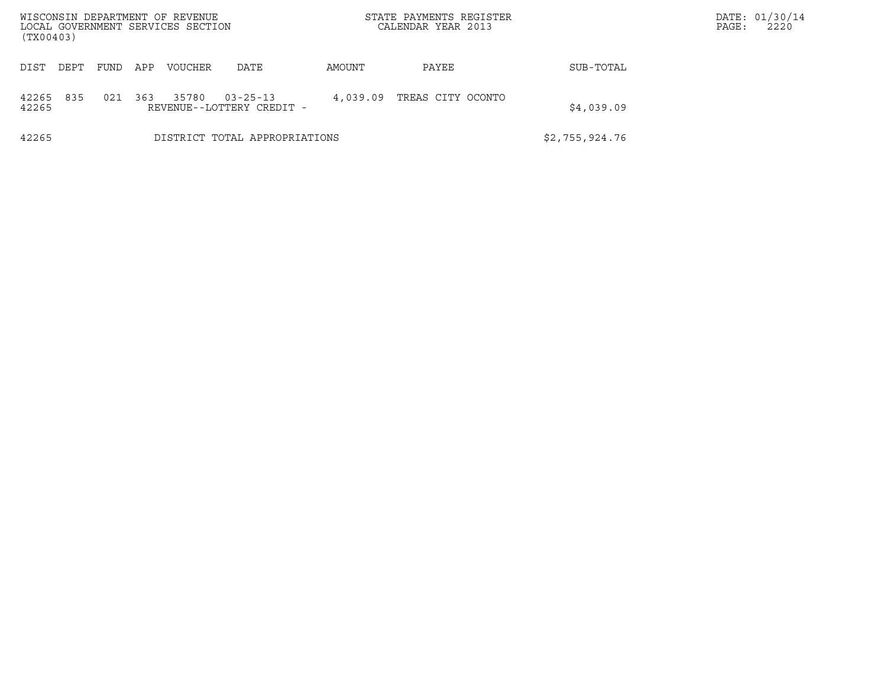WISCONSIN DEPARTMENT OF REVENUE
LOCAL GOVERNMENT SERVICES SECTION
(TX00403)

STATE PAYMENTS REGISTER
CALENDAR YEAR 2013

DATE: 01/30/14
PAGE: 2220

| DIST | DEPT | FUND | APP | VOUCHER | DATE | AMOUNT | PAYEE | SUB-TOTAL |
|---|---|---|---|---|---|---|---|---|
| 42265 | 835 | 021 | 363 | 35780 | 03-25-13 | 4,039.09 | TREAS CITY OCONTO | |
| 42265 | | | | REVENUE--LOTTERY CREDIT - | | | | $4,039.09 |
| 42265 | | | | DISTRICT TOTAL APPROPRIATIONS | | | | $2,755,924.76 |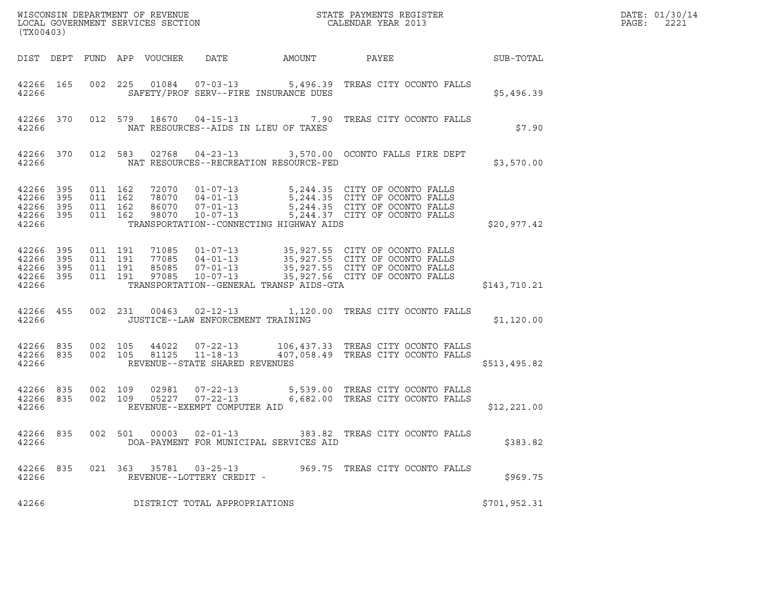WISCONSIN DEPARTMENT OF REVENUE
LOCAL GOVERNMENT SERVICES SECTION
(TX00403)

STATE PAYMENTS REGISTER
CALENDAR YEAR 2013

DATE: 01/30/14
PAGE: 2221

| DIST | DEPT | FUND | APP | VOUCHER | DATE | AMOUNT | PAYEE | SUB-TOTAL |
|---|---|---|---|---|---|---|---|---|
| 42266 | 165 | 002 | 225 | 01084 | 07-03-13 | 5,496.39 | TREAS CITY OCONTO FALLS | |
| 42266 | | | | | SAFETY/PROF SERV--FIRE INSURANCE DUES | | | $5,496.39 |
| 42266 | 370 | 012 | 579 | 18670 | 04-15-13 | 7.90 | TREAS CITY OCONTO FALLS | |
| 42266 | | | | | NAT RESOURCES--AIDS IN LIEU OF TAXES | | | $7.90 |
| 42266 | 370 | 012 | 583 | 02768 | 04-23-13 | 3,570.00 | OCONTO FALLS FIRE DEPT | |
| 42266 | | | | | NAT RESOURCES--RECREATION RESOURCE-FED | | | $3,570.00 |
| 42266 | 395 | 011 | 162 | 72070 | 01-07-13 | 5,244.35 | CITY OF OCONTO FALLS | |
| 42266 | 395 | 011 | 162 | 78070 | 04-01-13 | 5,244.35 | CITY OF OCONTO FALLS | |
| 42266 | 395 | 011 | 162 | 86070 | 07-01-13 | 5,244.35 | CITY OF OCONTO FALLS | |
| 42266 | 395 | 011 | 162 | 98070 | 10-07-13 | 5,244.37 | CITY OF OCONTO FALLS | |
| 42266 | | | | | TRANSPORTATION--CONNECTING HIGHWAY AIDS | | | $20,977.42 |
| 42266 | 395 | 011 | 191 | 71085 | 01-07-13 | 35,927.55 | CITY OF OCONTO FALLS | |
| 42266 | 395 | 011 | 191 | 77085 | 04-01-13 | 35,927.55 | CITY OF OCONTO FALLS | |
| 42266 | 395 | 011 | 191 | 85085 | 07-01-13 | 35,927.55 | CITY OF OCONTO FALLS | |
| 42266 | 395 | 011 | 191 | 97085 | 10-07-13 | 35,927.56 | CITY OF OCONTO FALLS | |
| 42266 | | | | | TRANSPORTATION--GENERAL TRANSP AIDS-GTA | | | $143,710.21 |
| 42266 | 455 | 002 | 231 | 00463 | 02-12-13 | 1,120.00 | TREAS CITY OCONTO FALLS | |
| 42266 | | | | | JUSTICE--LAW ENFORCEMENT TRAINING | | | $1,120.00 |
| 42266 | 835 | 002 | 105 | 44022 | 07-22-13 | 106,437.33 | TREAS CITY OCONTO FALLS | |
| 42266 | 835 | 002 | 105 | 81125 | 11-18-13 | 407,058.49 | TREAS CITY OCONTO FALLS | |
| 42266 | | | | | REVENUE--STATE SHARED REVENUES | | | $513,495.82 |
| 42266 | 835 | 002 | 109 | 02981 | 07-22-13 | 5,539.00 | TREAS CITY OCONTO FALLS | |
| 42266 | 835 | 002 | 109 | 05227 | 07-22-13 | 6,682.00 | TREAS CITY OCONTO FALLS | |
| 42266 | | | | | REVENUE--EXEMPT COMPUTER AID | | | $12,221.00 |
| 42266 | 835 | 002 | 501 | 00003 | 02-01-13 | 383.82 | TREAS CITY OCONTO FALLS | |
| 42266 | | | | | DOA-PAYMENT FOR MUNICIPAL SERVICES AID | | | $383.82 |
| 42266 | 835 | 021 | 363 | 35781 | 03-25-13 | 969.75 | TREAS CITY OCONTO FALLS | |
| 42266 | | | | | REVENUE--LOTTERY CREDIT - | | | $969.75 |
| 42266 | | | | | DISTRICT TOTAL APPROPRIATIONS | | | $701,952.31 |